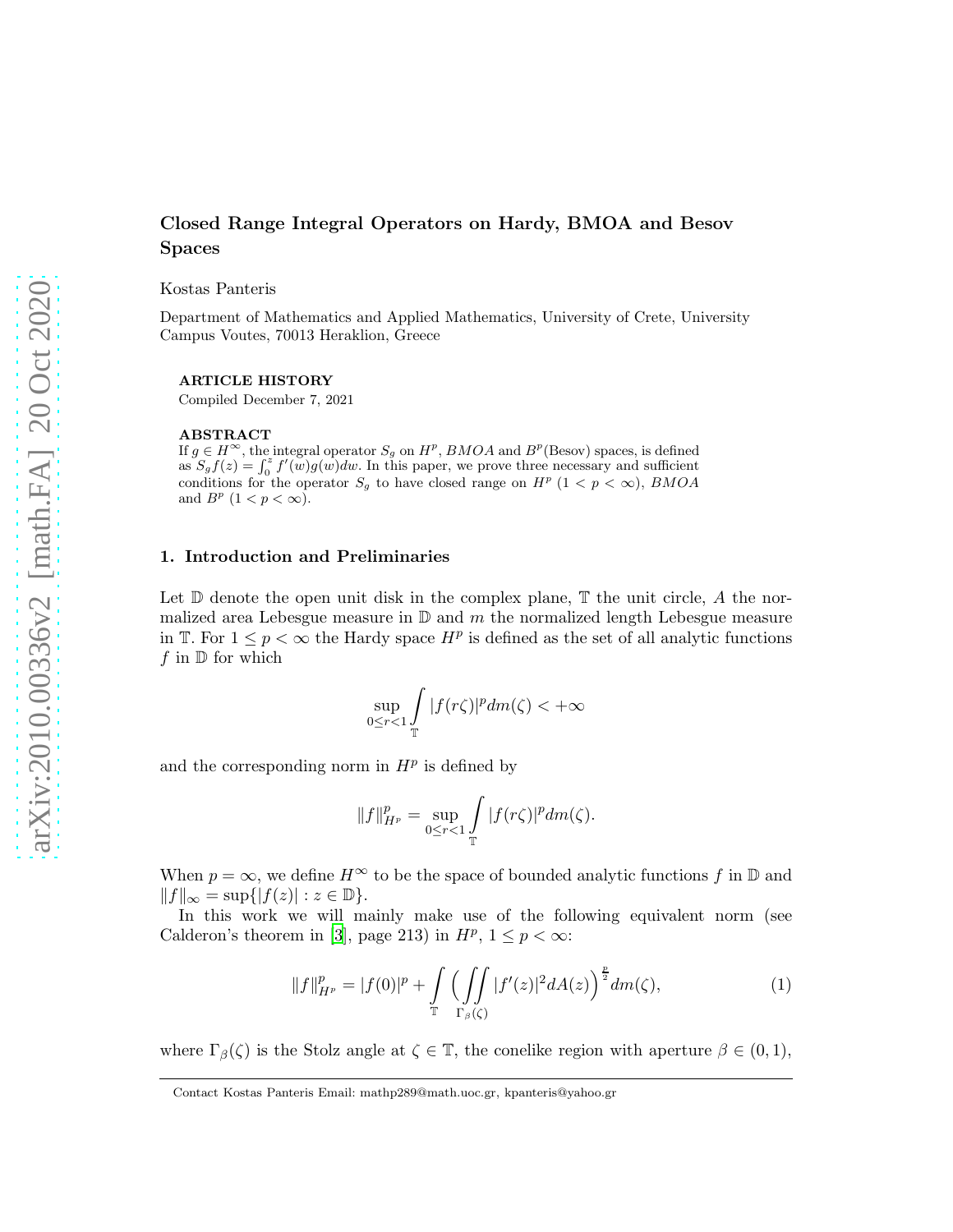# Closed Range Integral Operators on Hardy, BMOA and Besov Spaces

Kostas Panteris

Department of Mathematics and Applied Mathematics, University of Crete, University Campus Voutes, 70013 Heraklion, Greece

**ARTICLE HISTORY**

Compiled December 7, 2021

**ABSTRACT**

If $g \in H^\infty$, the integral operator $S_g$ on $H^p$, $BMOA$ and $B^p$(Besov) spaces, is defined as $S_g f(z) = \int_0^z f'(w)g(w)dw$. In this paper, we prove three necessary and sufficient conditions for the operator $S_g$ to have closed range on $H^p$ $(1 < p < \infty)$, $BMOA$ and $B^p$ $(1 < p < \infty)$.

## 1. Introduction and Preliminaries

Let $\mathbb{D}$ denote the open unit disk in the complex plane, $\mathbb{T}$ the unit circle, $A$ the normalized area Lebesgue measure in $\mathbb{D}$ and $m$ the normalized length Lebesgue measure in $\mathbb{T}$. For $1 \leq p < \infty$ the Hardy space $H^p$ is defined as the set of all analytic functions $f$ in $\mathbb{D}$ for which

$$\sup_{0 \leq r < 1} \int_{\mathbb{T}} |f(r\zeta)|^p dm(\zeta) < +\infty$$

and the corresponding norm in $H^p$ is defined by

$$\|f\|^p_{H^p} = \sup_{0 \leq r < 1} \int_{\mathbb{T}} |f(r\zeta)|^p dm(\zeta).$$

When $p = \infty$, we define $H^\infty$ to be the space of bounded analytic functions $f$ in $\mathbb{D}$ and $\|f\|_\infty = \sup\{|f(z)| : z \in \mathbb{D}\}$.

In this work we will mainly make use of the following equivalent norm (see Calderon's theorem in [3], page 213) in $H^p$, $1 \leq p < \infty$:

$$\|f\|^p_{H^p} = |f(0)|^p + \int_{\mathbb{T}} \Big( \iint_{\Gamma_\beta(\zeta)} |f'(z)|^2 dA(z) \Big)^{\frac{p}{2}} dm(\zeta), \tag{1}$$

where $\Gamma_\beta(\zeta)$ is the Stolz angle at $\zeta \in \mathbb{T}$, the conelike region with aperture $\beta \in (0, 1)$,

Contact Kostas Panteris Email: mathp289@math.uoc.gr, kpanteris@yahoo.gr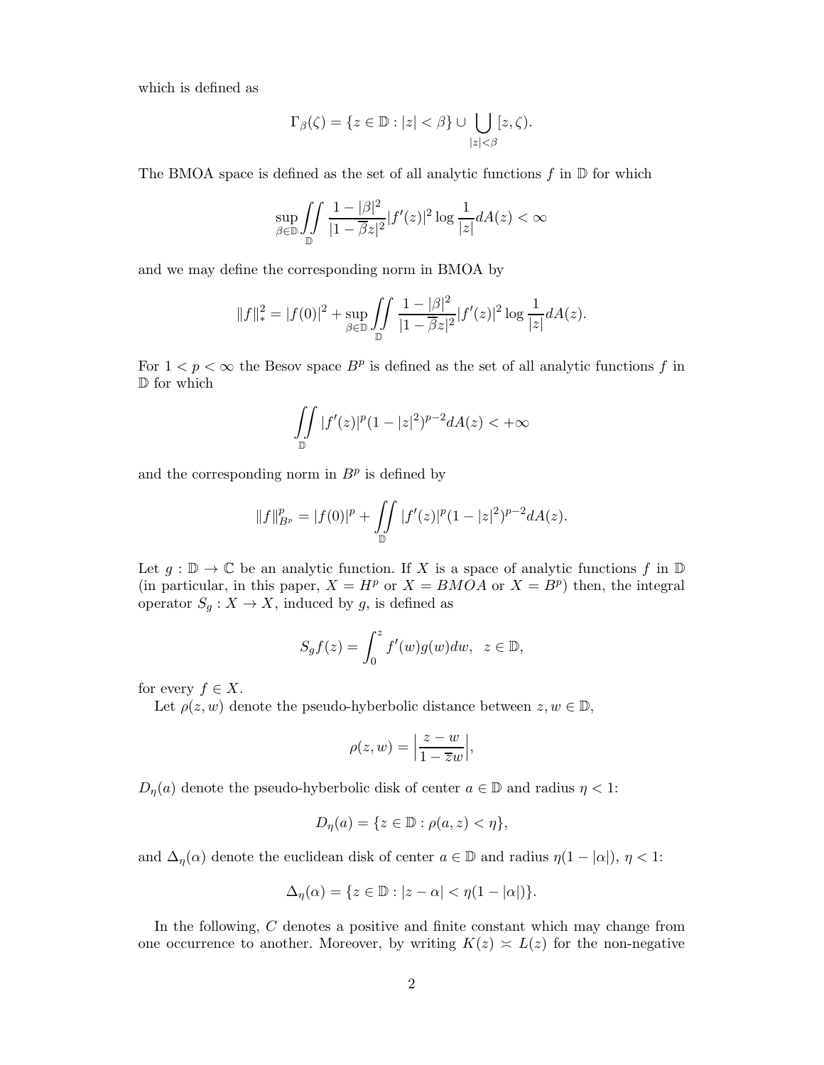which is defined as

$$\Gamma_\beta(\zeta) = \{z \in \mathbb{D} : |z| < \beta\} \cup \bigcup_{|z|<\beta} [z, \zeta).$$

The BMOA space is defined as the set of all analytic functions $f$ in $\mathbb{D}$ for which

$$\sup_{\beta \in \mathbb{D}} \iint\limits_{\mathbb{D}} \frac{1-|\beta|^2}{|1-\overline{\beta}z|^2} |f'(z)|^2 \log \frac{1}{|z|} dA(z) < \infty$$

and we may define the corresponding norm in BMOA by

$$\|f\|_*^2 = |f(0)|^2 + \sup_{\beta \in \mathbb{D}} \iint\limits_{\mathbb{D}} \frac{1-|\beta|^2}{|1-\overline{\beta}z|^2} |f'(z)|^2 \log \frac{1}{|z|} dA(z).$$

For $1 < p < \infty$ the Besov space $B^p$ is defined as the set of all analytic functions $f$ in $\mathbb{D}$ for which

$$\iint\limits_{\mathbb{D}} |f'(z)|^p (1-|z|^2)^{p-2} dA(z) < +\infty$$

and the corresponding norm in $B^p$ is defined by

$$\|f\|_{B^p}^p = |f(0)|^p + \iint\limits_{\mathbb{D}} |f'(z)|^p (1-|z|^2)^{p-2} dA(z).$$

Let $g : \mathbb{D} \to \mathbb{C}$ be an analytic function. If $X$ is a space of analytic functions $f$ in $\mathbb{D}$ (in particular, in this paper, $X = H^p$ or $X = BMOA$ or $X = B^p$) then, the integral operator $S_g : X \to X$, induced by $g$, is defined as

$$S_g f(z) = \int_0^z f'(w) g(w) dw, \quad z \in \mathbb{D},$$

for every $f \in X$.

Let $\rho(z, w)$ denote the pseudo-hyberbolic distance between $z, w \in \mathbb{D}$,

$$\rho(z, w) = \Big| \frac{z - w}{1 - \overline{z}w} \Big|,$$

$D_\eta(a)$ denote the pseudo-hyberbolic disk of center $a \in \mathbb{D}$ and radius $\eta < 1$:

$$D_\eta(a) = \{z \in \mathbb{D} : \rho(a, z) < \eta\},$$

and $\Delta_\eta(\alpha)$ denote the euclidean disk of center $a \in \mathbb{D}$ and radius $\eta(1 - |\alpha|)$, $\eta < 1$:

$$\Delta_\eta(\alpha) = \{z \in \mathbb{D} : |z - \alpha| < \eta(1 - |\alpha|)\}.$$

In the following, $C$ denotes a positive and finite constant which may change from one occurrence to another. Moreover, by writing $K(z) \asymp L(z)$ for the non-negative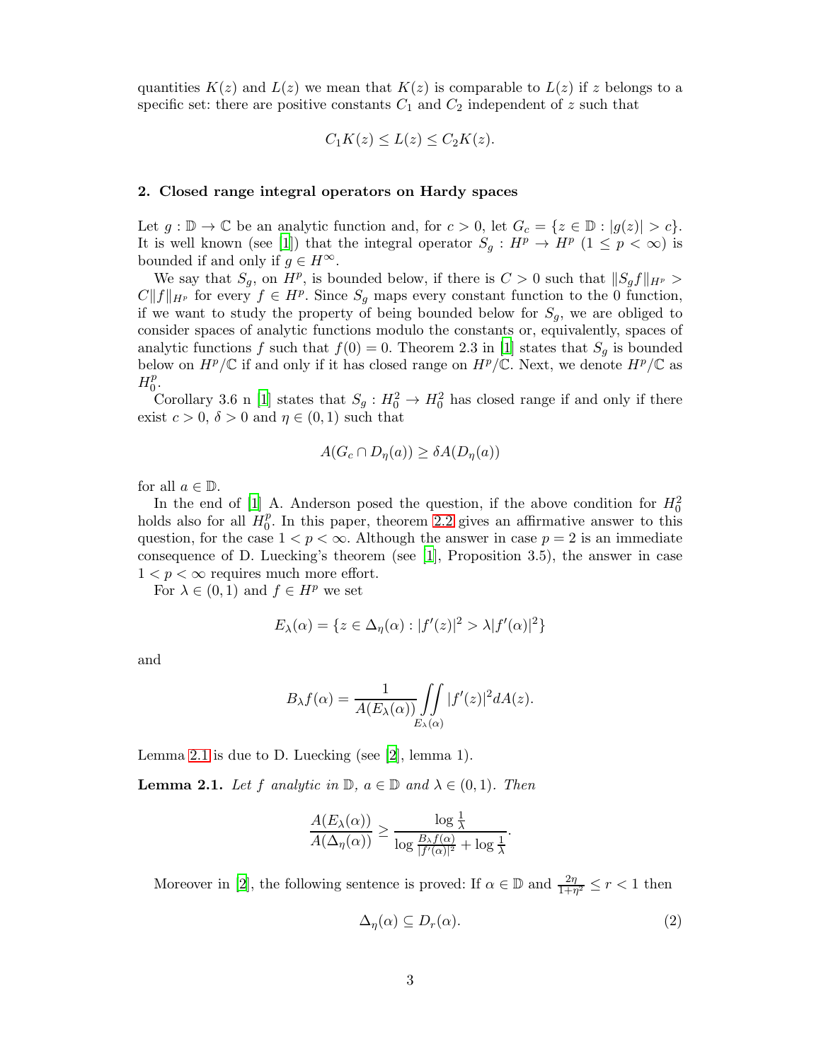quantities $K(z)$ and $L(z)$ we mean that $K(z)$ is comparable to $L(z)$ if $z$ belongs to a specific set: there are positive constants $C_1$ and $C_2$ independent of $z$ such that

$$C_1 K(z) \leq L(z) \leq C_2 K(z).$$

## 2. Closed range integral operators on Hardy spaces

Let $g : \mathbb{D} \to \mathbb{C}$ be an analytic function and, for $c > 0$, let $G_c = \{z \in \mathbb{D} : |g(z)| > c\}$. It is well known (see [1]) that the integral operator $S_g : H^p \to H^p$ $(1 \leq p < \infty)$ is bounded if and only if $g \in H^\infty$.

We say that $S_g$, on $H^p$, is bounded below, if there is $C > 0$ such that $\|S_g f\|_{H^p} > C\|f\|_{H^p}$ for every $f \in H^p$. Since $S_g$ maps every constant function to the 0 function, if we want to study the property of being bounded below for $S_g$, we are obliged to consider spaces of analytic functions modulo the constants or, equivalently, spaces of analytic functions $f$ such that $f(0) = 0$. Theorem 2.3 in [1] states that $S_g$ is bounded below on $H^p/\mathbb{C}$ if and only if it has closed range on $H^p/\mathbb{C}$. Next, we denote $H^p/\mathbb{C}$ as $H^p_0$.

Corollary 3.6 n [1] states that $S_g : H^2_0 \to H^2_0$ has closed range if and only if there exist $c > 0$, $\delta > 0$ and $\eta \in (0,1)$ such that

$$A(G_c \cap D_\eta(a)) \geq \delta A(D_\eta(a))$$

for all $a \in \mathbb{D}$.

In the end of [1] A. Anderson posed the question, if the above condition for $H^2_0$ holds also for all $H^p_0$. In this paper, theorem 2.2 gives an affirmative answer to this question, for the case $1 < p < \infty$. Although the answer in case $p = 2$ is an immediate consequence of D. Luecking's theorem (see [1], Proposition 3.5), the answer in case $1 < p < \infty$ requires much more effort.

For $\lambda \in (0,1)$ and $f \in H^p$ we set

$$E_\lambda(\alpha) = \{z \in \Delta_\eta(\alpha) : |f'(z)|^2 > \lambda |f'(\alpha)|^2\}$$

and

$$B_\lambda f(\alpha) = \frac{1}{A(E_\lambda(\alpha))} \iint\limits_{E_\lambda(\alpha)} |f'(z)|^2 dA(z).$$

Lemma 2.1 is due to D. Luecking (see [2], lemma 1).

**Lemma 2.1.** *Let $f$ analytic in $\mathbb{D}$, $a \in \mathbb{D}$ and $\lambda \in (0,1)$. Then*

$$\frac{A(E_\lambda(\alpha))}{A(\Delta_\eta(\alpha))} \geq \frac{\log \frac{1}{\lambda}}{\log \frac{B_\lambda f(\alpha)}{|f'(\alpha)|^2} + \log \frac{1}{\lambda}}.$$

Moreover in [2], the following sentence is proved: If $\alpha \in \mathbb{D}$ and $\frac{2\eta}{1+\eta^2} \leq r < 1$ then

$$\Delta_\eta(\alpha) \subseteq D_r(\alpha). \tag{2}$$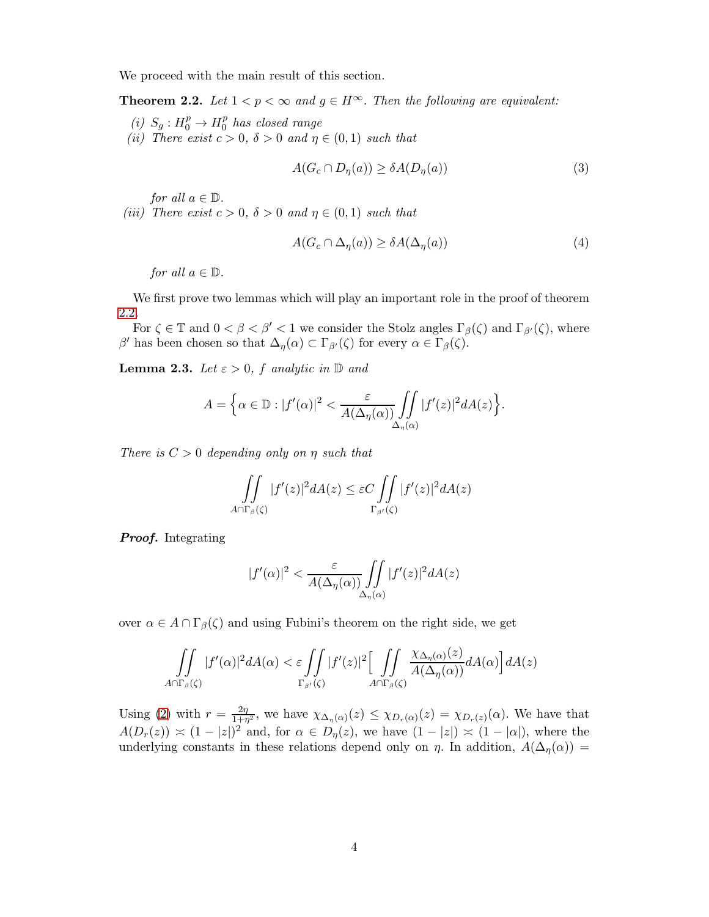We proceed with the main result of this section.

**Theorem 2.2.** *Let $1 < p < \infty$ and $g \in H^\infty$. Then the following are equivalent:*

*(i)* $S_g : H_0^p \to H_0^p$ *has closed range*

*(ii) There exist $c > 0$, $\delta > 0$ and $\eta \in (0, 1)$ such that*

$$A(G_c \cap D_\eta(a)) \geq \delta A(D_\eta(a)) \tag{3}$$

*for all $a \in \mathbb{D}$.*

*(iii) There exist $c > 0$, $\delta > 0$ and $\eta \in (0, 1)$ such that*

$$A(G_c \cap \Delta_\eta(a)) \geq \delta A(\Delta_\eta(a)) \tag{4}$$

*for all $a \in \mathbb{D}$.*

We first prove two lemmas which will play an important role in the proof of theorem 2.2.

For $\zeta \in \mathbb{T}$ and $0 < \beta < \beta' < 1$ we consider the Stolz angles $\Gamma_\beta(\zeta)$ and $\Gamma_{\beta'}(\zeta)$, where $\beta'$ has been chosen so that $\Delta_\eta(\alpha) \subset \Gamma_{\beta'}(\zeta)$ for every $\alpha \in \Gamma_\beta(\zeta)$.

**Lemma 2.3.** *Let $\varepsilon > 0$, $f$ analytic in $\mathbb{D}$ and*

$$A = \Big\{ \alpha \in \mathbb{D} : |f'(\alpha)|^2 < \frac{\varepsilon}{A(\Delta_\eta(\alpha))} \iint\limits_{\Delta_\eta(\alpha)} |f'(z)|^2 dA(z) \Big\}.$$

*There is $C > 0$ depending only on $\eta$ such that*

$$\iint\limits_{A \cap \Gamma_\beta(\zeta)} |f'(z)|^2 dA(z) \leq \varepsilon C \iint\limits_{\Gamma_{\beta'}(\zeta)} |f'(z)|^2 dA(z)$$

***Proof.*** Integrating

$$|f'(\alpha)|^2 < \frac{\varepsilon}{A(\Delta_\eta(\alpha))} \iint\limits_{\Delta_\eta(\alpha)} |f'(z)|^2 dA(z)$$

over $\alpha \in A \cap \Gamma_\beta(\zeta)$ and using Fubini's theorem on the right side, we get

$$\iint\limits_{A \cap \Gamma_\beta(\zeta)} |f'(\alpha)|^2 dA(\alpha) < \varepsilon \iint\limits_{\Gamma_{\beta'}(\zeta)} |f'(z)|^2 \Big[ \iint\limits_{A \cap \Gamma_\beta(\zeta)} \frac{\chi_{\Delta_\eta(\alpha)}(z)}{A(\Delta_\eta(\alpha))} dA(\alpha) \Big] dA(z)$$

Using (2) with $r = \frac{2\eta}{1+\eta^2}$, we have $\chi_{\Delta_\eta(\alpha)}(z) \leq \chi_{D_r(\alpha)}(z) = \chi_{D_r(z)}(\alpha)$. We have that $A(D_r(z)) \asymp (1 - |z|)^2$ and, for $\alpha \in D_\eta(z)$, we have $(1 - |z|) \asymp (1 - |\alpha|)$, where the underlying constants in these relations depend only on $\eta$. In addition, $A(\Delta_\eta(\alpha)) =$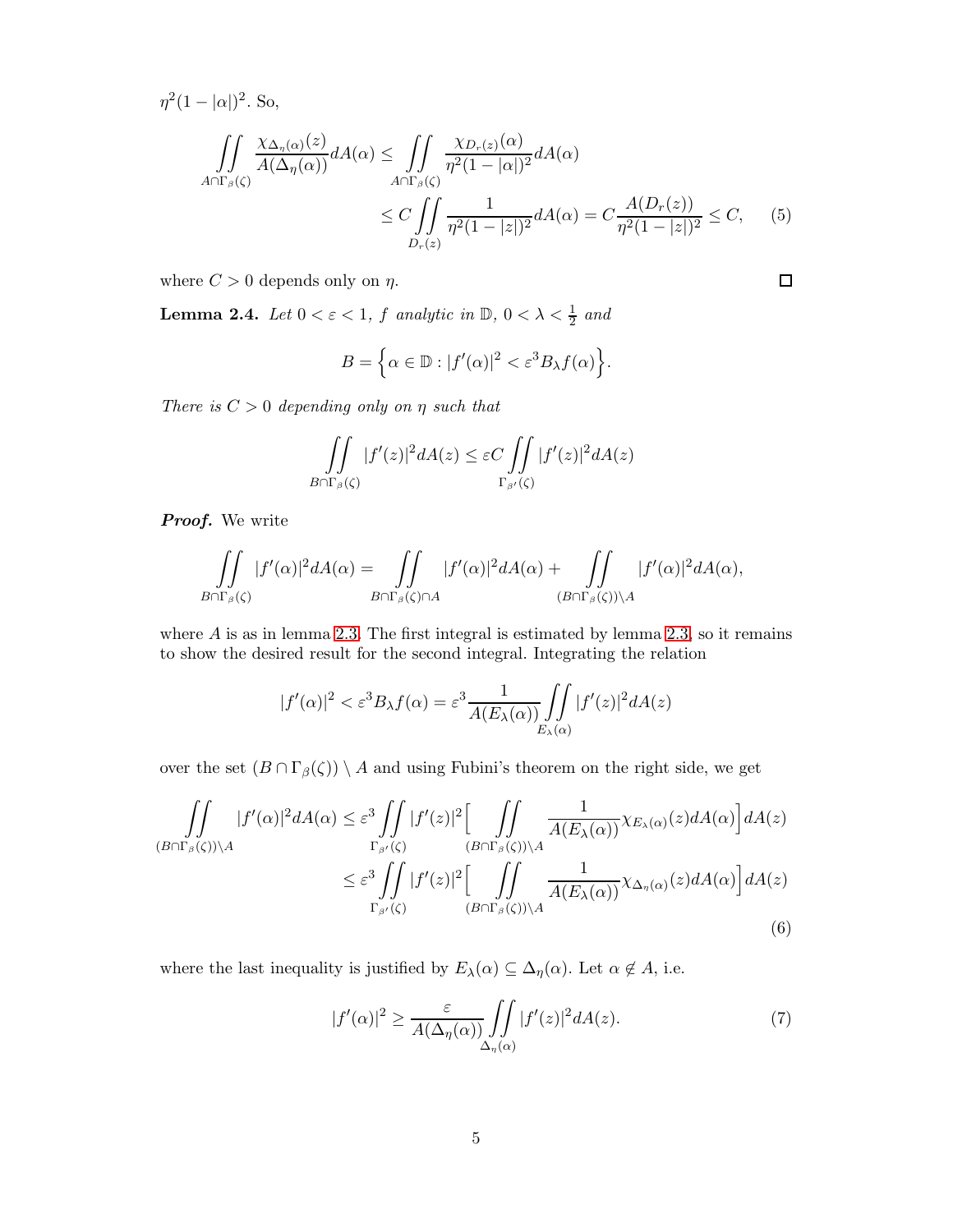$\eta^2(1-|\alpha|)^2$. So,

$$
\begin{aligned}
\iint\limits_{A\cap\Gamma_\beta(\zeta)} \frac{\chi_{\Delta_\eta(\alpha)}(z)}{A(\Delta_\eta(\alpha))} dA(\alpha) &\leq \iint\limits_{A\cap\Gamma_\beta(\zeta)} \frac{\chi_{D_r(z)}(\alpha)}{\eta^2(1-|\alpha|)^2} dA(\alpha) \\
&\leq C \iint\limits_{D_r(z)} \frac{1}{\eta^2(1-|z|)^2} dA(\alpha) = C\frac{A(D_r(z))}{\eta^2(1-|z|)^2} \leq C, \qquad (5)
\end{aligned}
$$

where $C>0$ depends only on $\eta$. $\square$

**Lemma 2.4.** *Let $0<\varepsilon<1$, $f$ analytic in $\mathbb{D}$, $0<\lambda<\frac{1}{2}$ and*

$$
B = \Big\{ \alpha \in \mathbb{D} : |f'(\alpha)|^2 < \varepsilon^3 B_\lambda f(\alpha) \Big\}.
$$

*There is $C>0$ depending only on $\eta$ such that*

$$
\iint\limits_{B\cap\Gamma_\beta(\zeta)} |f'(z)|^2 dA(z) \leq \varepsilon C \iint\limits_{\Gamma_{\beta'}(\zeta)} |f'(z)|^2 dA(z)
$$

***Proof.*** We write

$$
\iint\limits_{B\cap\Gamma_\beta(\zeta)} |f'(\alpha)|^2 dA(\alpha) = \iint\limits_{B\cap\Gamma_\beta(\zeta)\cap A} |f'(\alpha)|^2 dA(\alpha) + \iint\limits_{(B\cap\Gamma_\beta(\zeta))\setminus A} |f'(\alpha)|^2 dA(\alpha),
$$

where $A$ is as in lemma 2.3. The first integral is estimated by lemma 2.3, so it remains to show the desired result for the second integral. Integrating the relation

$$
|f'(\alpha)|^2 < \varepsilon^3 B_\lambda f(\alpha) = \varepsilon^3 \frac{1}{A(E_\lambda(\alpha))} \iint\limits_{E_\lambda(\alpha)} |f'(z)|^2 dA(z)
$$

over the set $(B\cap\Gamma_\beta(\zeta))\setminus A$ and using Fubini's theorem on the right side, we get

$$
\begin{aligned}
\iint\limits_{(B\cap\Gamma_\beta(\zeta))\setminus A} |f'(\alpha)|^2 dA(\alpha) &\leq \varepsilon^3 \iint\limits_{\Gamma_{\beta'}(\zeta)} |f'(z)|^2 \Big[ \iint\limits_{(B\cap\Gamma_\beta(\zeta))\setminus A} \frac{1}{A(E_\lambda(\alpha))} \chi_{E_\lambda(\alpha)}(z) dA(\alpha) \Big] dA(z) \\
&\leq \varepsilon^3 \iint\limits_{\Gamma_{\beta'}(\zeta)} |f'(z)|^2 \Big[ \iint\limits_{(B\cap\Gamma_\beta(\zeta))\setminus A} \frac{1}{A(E_\lambda(\alpha))} \chi_{\Delta_\eta(\alpha)}(z) dA(\alpha) \Big] dA(z)
\end{aligned} \qquad (6)
$$

where the last inequality is justified by $E_\lambda(\alpha) \subseteq \Delta_\eta(\alpha)$. Let $\alpha \notin A$, i.e.

$$
|f'(\alpha)|^2 \geq \frac{\varepsilon}{A(\Delta_\eta(\alpha))} \iint\limits_{\Delta_\eta(\alpha)} |f'(z)|^2 dA(z). \qquad (7)
$$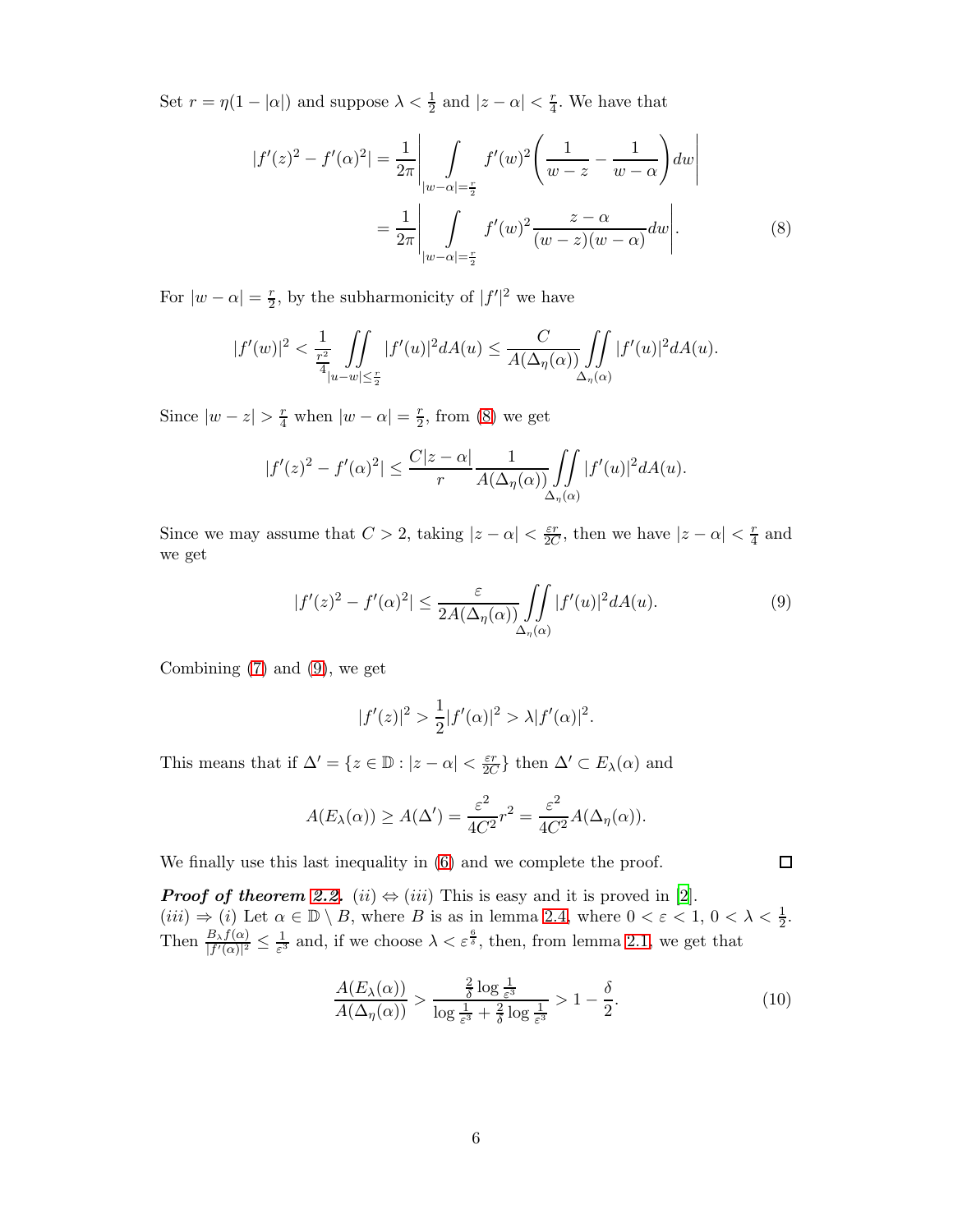Set $r = \eta(1-|\alpha|)$ and suppose $\lambda < \frac{1}{2}$ and $|z-\alpha| < \frac{r}{4}$. We have that

$$|f'(z)^2 - f'(\alpha)^2| = \frac{1}{2\pi}\left| \int\limits_{|w-\alpha|=\frac{r}{2}} f'(w)^2 \left( \frac{1}{w-z} - \frac{1}{w-\alpha} \right) dw \right|$$
$$= \frac{1}{2\pi}\left| \int\limits_{|w-\alpha|=\frac{r}{2}} f'(w)^2 \frac{z-\alpha}{(w-z)(w-\alpha)} dw \right|. \tag{8}$$

For $|w-\alpha| = \frac{r}{2}$, by the subharmonicity of $|f'|^2$ we have

$$|f'(w)|^2 < \frac{1}{\frac{r^2}{4}} \iint\limits_{|u-w|\leq \frac{r}{2}} |f'(u)|^2 dA(u) \leq \frac{C}{A(\Delta_\eta(\alpha))} \iint\limits_{\Delta_\eta(\alpha)} |f'(u)|^2 dA(u).$$

Since $|w-z| > \frac{r}{4}$ when $|w-\alpha| = \frac{r}{2}$, from (8) we get

$$|f'(z)^2 - f'(\alpha)^2| \leq \frac{C|z-\alpha|}{r} \frac{1}{A(\Delta_\eta(\alpha))} \iint\limits_{\Delta_\eta(\alpha)} |f'(u)|^2 dA(u).$$

Since we may assume that $C > 2$, taking $|z-\alpha| < \frac{\varepsilon r}{2C}$, then we have $|z-\alpha| < \frac{r}{4}$ and we get

$$|f'(z)^2 - f'(\alpha)^2| \leq \frac{\varepsilon}{2A(\Delta_\eta(\alpha))} \iint\limits_{\Delta_\eta(\alpha)} |f'(u)|^2 dA(u). \tag{9}$$

Combining (7) and (9), we get

$$|f'(z)|^2 > \frac{1}{2}|f'(\alpha)|^2 > \lambda |f'(\alpha)|^2.$$

This means that if $\Delta' = \{z \in \mathbb{D} : |z-\alpha| < \frac{\varepsilon r}{2C}\}$ then $\Delta' \subset E_\lambda(\alpha)$ and

$$A(E_\lambda(\alpha)) \geq A(\Delta') = \frac{\varepsilon^2}{4C^2} r^2 = \frac{\varepsilon^2}{4C^2} A(\Delta_\eta(\alpha)).$$

We finally use this last inequality in (6) and we complete the proof. ☐

***Proof of theorem 2.2.*** $(ii) \Leftrightarrow (iii)$ This is easy and it is proved in [2].
$(iii) \Rightarrow (i)$ Let $\alpha \in \mathbb{D} \setminus B$, where $B$ is as in lemma 2.4, where $0 < \varepsilon < 1$, $0 < \lambda < \frac{1}{2}$. Then $\frac{B_\lambda f(\alpha)}{|f'(\alpha)|^2} \leq \frac{1}{\varepsilon^3}$ and, if we choose $\lambda < \varepsilon^{\frac{6}{\delta}}$, then, from lemma 2.1, we get that

$$\frac{A(E_\lambda(\alpha))}{A(\Delta_\eta(\alpha))} > \frac{\frac{2}{\delta}\log\frac{1}{\varepsilon^3}}{\log\frac{1}{\varepsilon^3} + \frac{2}{\delta}\log\frac{1}{\varepsilon^3}} > 1 - \frac{\delta}{2}. \tag{10}$$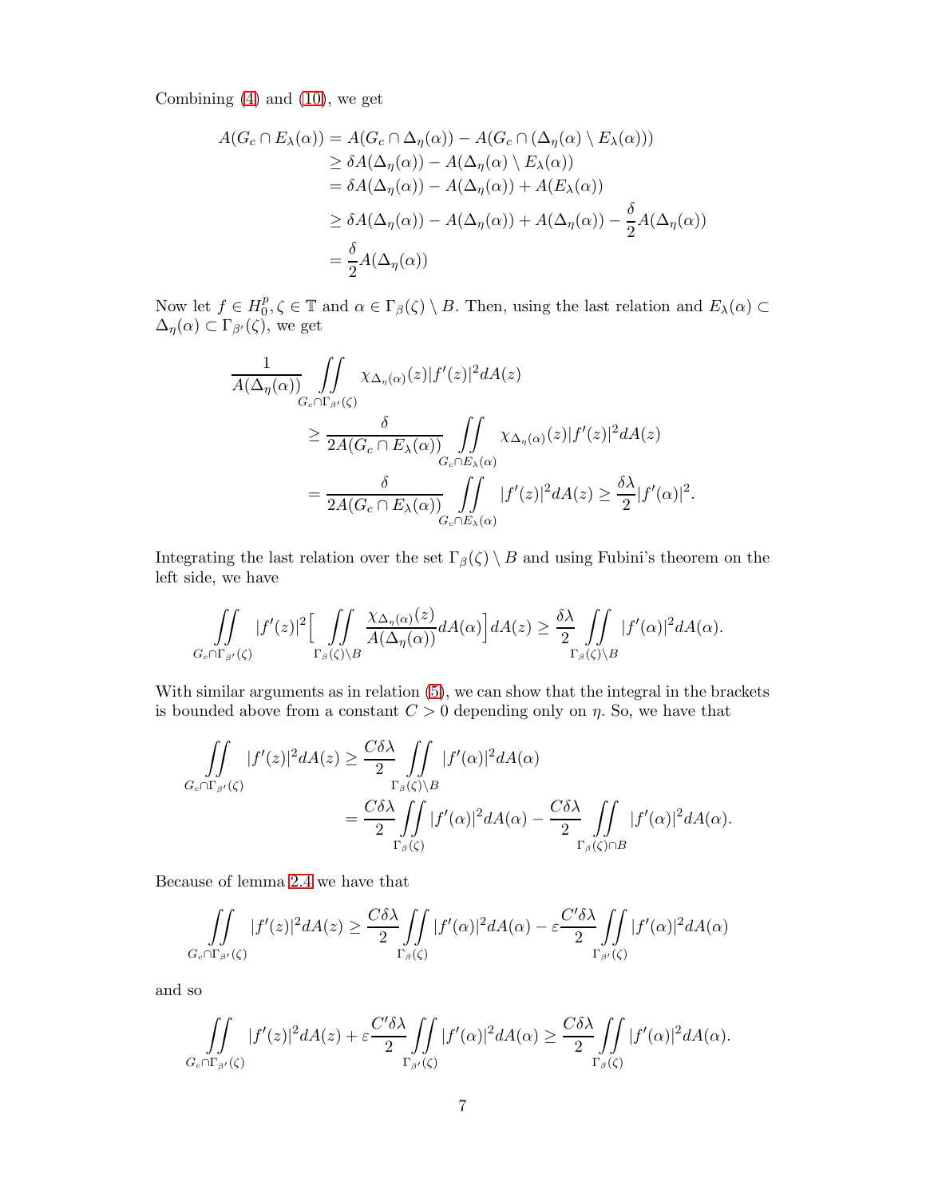Combining (4) and (10), we get

$$
\begin{aligned}
A(G_c \cap E_\lambda(\alpha)) &= A(G_c \cap \Delta_\eta(\alpha)) - A(G_c \cap (\Delta_\eta(\alpha) \setminus E_\lambda(\alpha))) \\
&\geq \delta A(\Delta_\eta(\alpha)) - A(\Delta_\eta(\alpha) \setminus E_\lambda(\alpha)) \\
&= \delta A(\Delta_\eta(\alpha)) - A(\Delta_\eta(\alpha)) + A(E_\lambda(\alpha)) \\
&\geq \delta A(\Delta_\eta(\alpha)) - A(\Delta_\eta(\alpha)) + A(\Delta_\eta(\alpha)) - \frac{\delta}{2} A(\Delta_\eta(\alpha)) \\
&= \frac{\delta}{2} A(\Delta_\eta(\alpha))
\end{aligned}
$$

Now let $f \in H_0^p, \zeta \in \mathbb{T}$ and $\alpha \in \Gamma_\beta(\zeta) \setminus B$. Then, using the last relation and $E_\lambda(\alpha) \subset \Delta_\eta(\alpha) \subset \Gamma_{\beta'}(\zeta)$, we get

$$
\begin{aligned}
&\frac{1}{A(\Delta_\eta(\alpha))} \iint\limits_{G_c \cap \Gamma_{\beta'}(\zeta)} \chi_{\Delta_\eta(\alpha)}(z) |f'(z)|^2 dA(z) \\
&\qquad \geq \frac{\delta}{2A(G_c \cap E_\lambda(\alpha))} \iint\limits_{G_c \cap E_\lambda(\alpha)} \chi_{\Delta_\eta(\alpha)}(z) |f'(z)|^2 dA(z) \\
&\qquad = \frac{\delta}{2A(G_c \cap E_\lambda(\alpha))} \iint\limits_{G_c \cap E_\lambda(\alpha)} |f'(z)|^2 dA(z) \geq \frac{\delta\lambda}{2} |f'(\alpha)|^2.
\end{aligned}
$$

Integrating the last relation over the set $\Gamma_\beta(\zeta) \setminus B$ and using Fubini's theorem on the left side, we have

$$
\iint\limits_{G_c \cap \Gamma_{\beta'}(\zeta)} |f'(z)|^2 \Big[ \iint\limits_{\Gamma_\beta(\zeta) \setminus B} \frac{\chi_{\Delta_\eta(\alpha)}(z)}{A(\Delta_\eta(\alpha))} dA(\alpha) \Big] dA(z) \geq \frac{\delta\lambda}{2} \iint\limits_{\Gamma_\beta(\zeta) \setminus B} |f'(\alpha)|^2 dA(\alpha).
$$

With similar arguments as in relation (5), we can show that the integral in the brackets is bounded above from a constant $C > 0$ depending only on $\eta$. So, we have that

$$
\begin{aligned}
\iint\limits_{G_c \cap \Gamma_{\beta'}(\zeta)} |f'(z)|^2 dA(z) &\geq \frac{C\delta\lambda}{2} \iint\limits_{\Gamma_\beta(\zeta) \setminus B} |f'(\alpha)|^2 dA(\alpha) \\
&= \frac{C\delta\lambda}{2} \iint\limits_{\Gamma_\beta(\zeta)} |f'(\alpha)|^2 dA(\alpha) - \frac{C\delta\lambda}{2} \iint\limits_{\Gamma_\beta(\zeta) \cap B} |f'(\alpha)|^2 dA(\alpha).
\end{aligned}
$$

Because of lemma 2.4 we have that

$$
\iint\limits_{G_c \cap \Gamma_{\beta'}(\zeta)} |f'(z)|^2 dA(z) \geq \frac{C\delta\lambda}{2} \iint\limits_{\Gamma_\beta(\zeta)} |f'(\alpha)|^2 dA(\alpha) - \varepsilon \frac{C'\delta\lambda}{2} \iint\limits_{\Gamma_{\beta'}(\zeta)} |f'(\alpha)|^2 dA(\alpha)
$$

and so

$$
\iint\limits_{G_c \cap \Gamma_{\beta'}(\zeta)} |f'(z)|^2 dA(z) + \varepsilon \frac{C'\delta\lambda}{2} \iint\limits_{\Gamma_{\beta'}(\zeta)} |f'(\alpha)|^2 dA(\alpha) \geq \frac{C\delta\lambda}{2} \iint\limits_{\Gamma_\beta(\zeta)} |f'(\alpha)|^2 dA(\alpha).
$$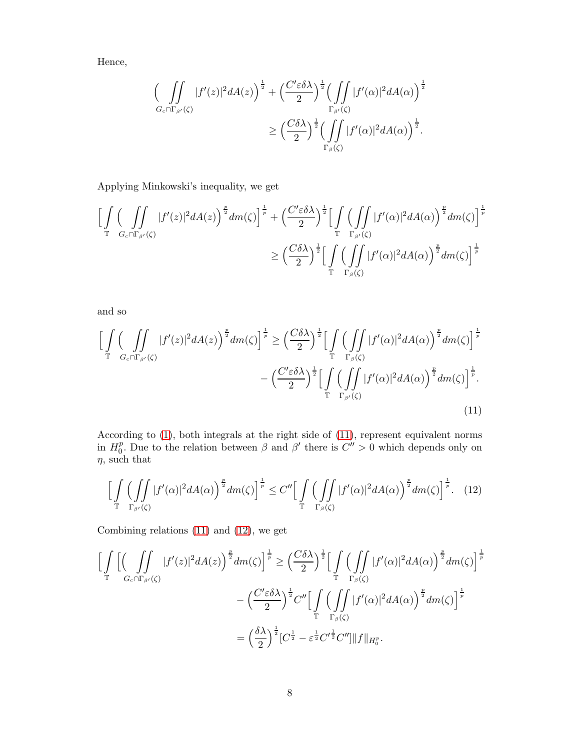Hence,

$$\Big( \iint\limits_{G_c \cap \Gamma_{\beta'}(\zeta)} |f'(z)|^2 dA(z) \Big)^{\frac{1}{2}} + \Big(\frac{C'\varepsilon\delta\lambda}{2}\Big)^{\frac{1}{2}} \Big( \iint\limits_{\Gamma_{\beta'}(\zeta)} |f'(\alpha)|^2 dA(\alpha)\Big)^{\frac{1}{2}} \geq \Big(\frac{C\delta\lambda}{2}\Big)^{\frac{1}{2}} \Big( \iint\limits_{\Gamma_{\beta}(\zeta)} |f'(\alpha)|^2 dA(\alpha)\Big)^{\frac{1}{2}}.$$

Applying Minkowski's inequality, we get

$$\Big[ \int\limits_{\mathbb{T}} \Big( \iint\limits_{G_c \cap \Gamma_{\beta'}(\zeta)} |f'(z)|^2 dA(z) \Big)^{\frac{p}{2}} dm(\zeta)\Big]^{\frac{1}{p}} + \Big(\frac{C'\varepsilon\delta\lambda}{2}\Big)^{\frac{1}{2}} \Big[ \int\limits_{\mathbb{T}} \Big( \iint\limits_{\Gamma_{\beta'}(\zeta)} |f'(\alpha)|^2 dA(\alpha)\Big)^{\frac{p}{2}} dm(\zeta)\Big]^{\frac{1}{p}} \geq \Big(\frac{C\delta\lambda}{2}\Big)^{\frac{1}{2}} \Big[ \int\limits_{\mathbb{T}} \Big( \iint\limits_{\Gamma_{\beta}(\zeta)} |f'(\alpha)|^2 dA(\alpha)\Big)^{\frac{p}{2}} dm(\zeta)\Big]^{\frac{1}{p}}$$

and so

$$\Big[ \int\limits_{\mathbb{T}} \Big( \iint\limits_{G_c \cap \Gamma_{\beta'}(\zeta)} |f'(z)|^2 dA(z) \Big)^{\frac{p}{2}} dm(\zeta)\Big]^{\frac{1}{p}} \geq \Big(\frac{C\delta\lambda}{2}\Big)^{\frac{1}{2}} \Big[ \int\limits_{\mathbb{T}} \Big( \iint\limits_{\Gamma_{\beta}(\zeta)} |f'(\alpha)|^2 dA(\alpha)\Big)^{\frac{p}{2}} dm(\zeta)\Big]^{\frac{1}{p}} - \Big(\frac{C'\varepsilon\delta\lambda}{2}\Big)^{\frac{1}{2}} \Big[ \int\limits_{\mathbb{T}} \Big( \iint\limits_{\Gamma_{\beta'}(\zeta)} |f'(\alpha)|^2 dA(\alpha)\Big)^{\frac{p}{2}} dm(\zeta)\Big]^{\frac{1}{p}}. \tag{11}$$

According to (1), both integrals at the right side of (11), represent equivalent norms in $H_0^p$. Due to the relation between $\beta$ and $\beta'$ there is $C'' > 0$ which depends only on $\eta$, such that

$$\Big[ \int\limits_{\mathbb{T}} \Big( \iint\limits_{\Gamma_{\beta'}(\zeta)} |f'(\alpha)|^2 dA(\alpha)\Big)^{\frac{p}{2}} dm(\zeta)\Big]^{\frac{1}{p}} \leq C'' \Big[ \int\limits_{\mathbb{T}} \Big( \iint\limits_{\Gamma_{\beta}(\zeta)} |f'(\alpha)|^2 dA(\alpha)\Big)^{\frac{p}{2}} dm(\zeta)\Big]^{\frac{1}{p}}. \tag{12}$$

Combining relations (11) and (12), we get

$$\begin{aligned}\Big[ \int\limits_{\mathbb{T}} \Big[\Big( \iint\limits_{G_c \cap \Gamma_{\beta'}(\zeta)} |f'(z)|^2 dA(z) \Big)^{\frac{p}{2}} dm(\zeta)\Big]^{\frac{1}{p}} &\geq \Big(\frac{C\delta\lambda}{2}\Big)^{\frac{1}{2}} \Big[ \int\limits_{\mathbb{T}} \Big( \iint\limits_{\Gamma_{\beta}(\zeta)} |f'(\alpha)|^2 dA(\alpha)\Big)^{\frac{p}{2}} dm(\zeta)\Big]^{\frac{1}{p}} \\ &\quad - \Big(\frac{C'\varepsilon\delta\lambda}{2}\Big)^{\frac{1}{2}} C'' \Big[ \int\limits_{\mathbb{T}} \Big( \iint\limits_{\Gamma_{\beta}(\zeta)} |f'(\alpha)|^2 dA(\alpha)\Big)^{\frac{p}{2}} dm(\zeta)\Big]^{\frac{1}{p}} \\ &= \Big(\frac{\delta\lambda}{2}\Big)^{\frac{1}{2}} [C^{\frac{1}{2}} - \varepsilon^{\frac{1}{2}} C'^{\frac{1}{2}} C''] \|f\|_{H_0^p}.\end{aligned}$$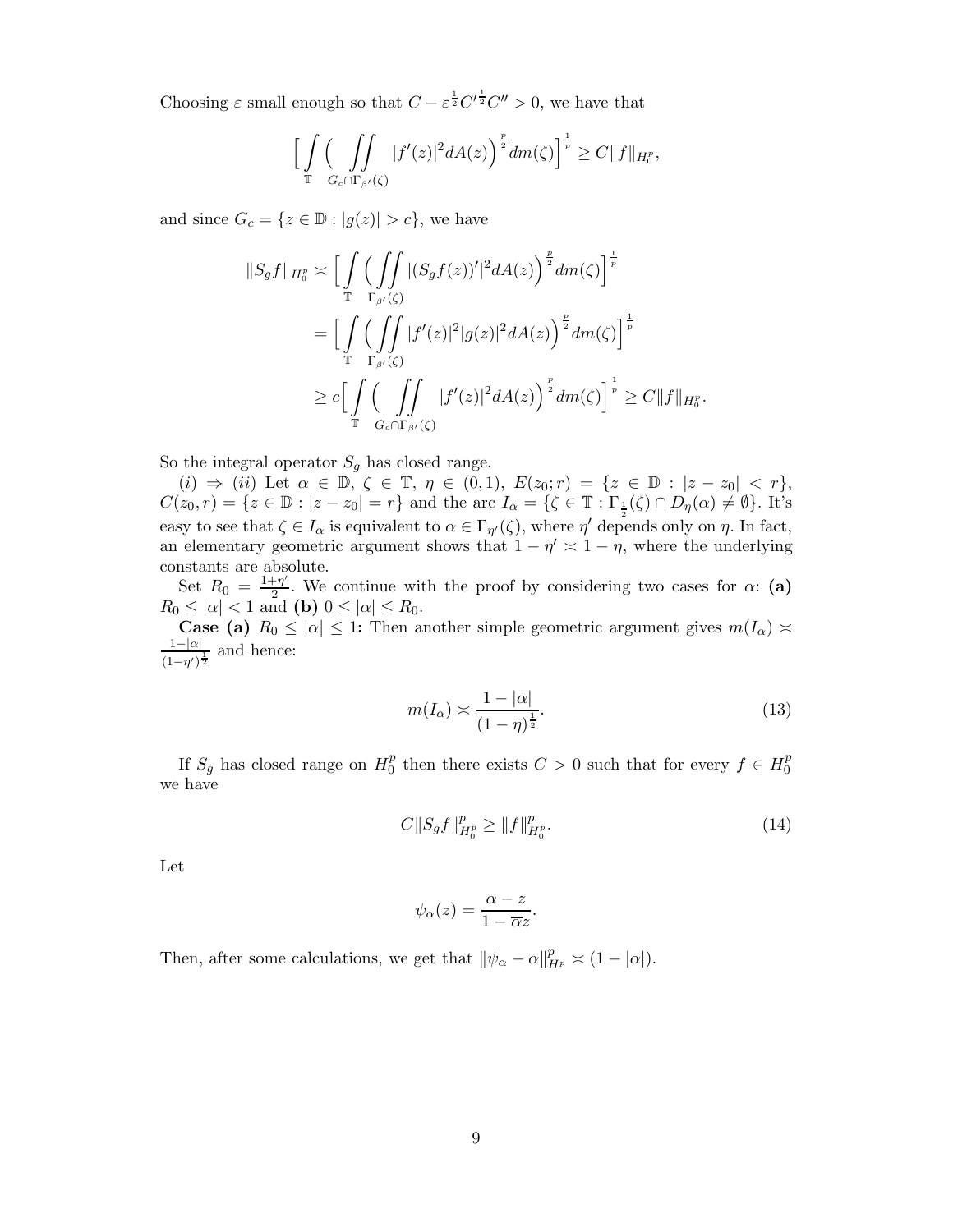Choosing $\varepsilon$ small enough so that $C - \varepsilon^{\frac{1}{2}} C'^{\frac{1}{2}} C'' > 0$, we have that

$$\Big[ \int_{\mathbb{T}} \Big( \iint_{G_c \cap \Gamma_{\beta'}(\zeta)} |f'(z)|^2 dA(z) \Big)^{\frac{p}{2}} dm(\zeta) \Big]^{\frac{1}{p}} \geq C \|f\|_{H_0^p},$$

and since $G_c = \{z \in \mathbb{D} : |g(z)| > c\}$, we have

$$\begin{aligned}
\|S_g f\|_{H_0^p} &\asymp \Big[ \int_{\mathbb{T}} \Big( \iint_{\Gamma_{\beta'}(\zeta)} |(S_g f(z))'|^2 dA(z) \Big)^{\frac{p}{2}} dm(\zeta) \Big]^{\frac{1}{p}} \\
&= \Big[ \int_{\mathbb{T}} \Big( \iint_{\Gamma_{\beta'}(\zeta)} |f'(z)|^2 |g(z)|^2 dA(z) \Big)^{\frac{p}{2}} dm(\zeta) \Big]^{\frac{1}{p}} \\
&\geq c \Big[ \int_{\mathbb{T}} \Big( \iint_{G_c \cap \Gamma_{\beta'}(\zeta)} |f'(z)|^2 dA(z) \Big)^{\frac{p}{2}} dm(\zeta) \Big]^{\frac{1}{p}} \geq C \|f\|_{H_0^p}.
\end{aligned}$$

So the integral operator $S_g$ has closed range.

$(i) \Rightarrow (ii)$ Let $\alpha \in \mathbb{D}$, $\zeta \in \mathbb{T}$, $\eta \in (0,1)$, $E(z_0; r) = \{z \in \mathbb{D} : |z - z_0| < r\}$, $C(z_0, r) = \{z \in \mathbb{D} : |z - z_0| = r\}$ and the arc $I_\alpha = \{\zeta \in \mathbb{T} : \Gamma_{\frac{1}{2}}(\zeta) \cap D_\eta(\alpha) \neq \emptyset\}$. It's easy to see that $\zeta \in I_\alpha$ is equivalent to $\alpha \in \Gamma_{\eta'}(\zeta)$, where $\eta'$ depends only on $\eta$. In fact, an elementary geometric argument shows that $1 - \eta' \asymp 1 - \eta$, where the underlying constants are absolute.

Set $R_0 = \frac{1+\eta'}{2}$. We continue with the proof by considering two cases for $\alpha$: **(a)** $R_0 \leq |\alpha| < 1$ and **(b)** $0 \leq |\alpha| \leq R_0$.

**Case (a)** $R_0 \leq |\alpha| \leq 1$**:** Then another simple geometric argument gives $m(I_\alpha) \asymp \frac{1-|\alpha|}{(1-\eta')^{\frac{1}{2}}}$ and hence:

$$m(I_\alpha) \asymp \frac{1 - |\alpha|}{(1-\eta)^{\frac{1}{2}}}. \tag{13}$$

If $S_g$ has closed range on $H_0^p$ then there exists $C > 0$ such that for every $f \in H_0^p$ we have

$$C \|S_g f\|_{H_0^p}^p \geq \|f\|_{H_0^p}^p. \tag{14}$$

Let

$$\psi_\alpha(z) = \frac{\alpha - z}{1 - \overline{\alpha} z}.$$

Then, after some calculations, we get that $\|\psi_\alpha - \alpha\|_{H^p}^p \asymp (1 - |\alpha|)$.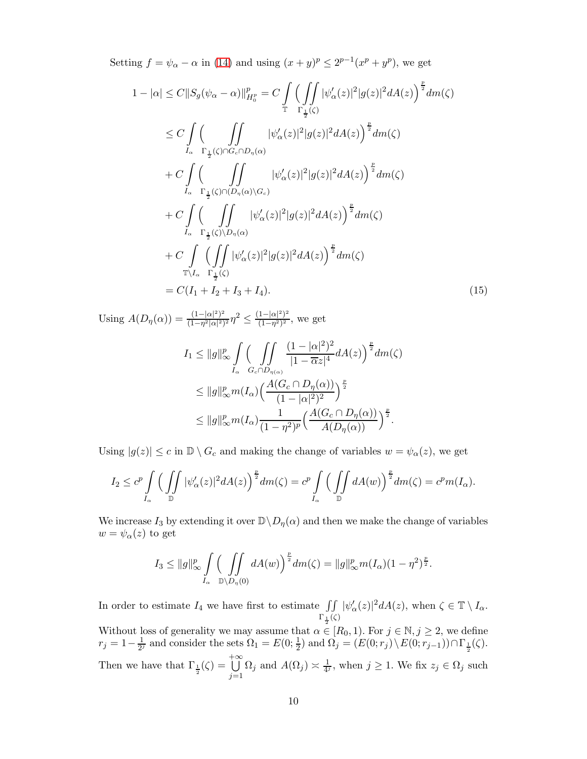Setting $f = \psi_\alpha - \alpha$ in (14) and using $(x+y)^p \le 2^{p-1}(x^p + y^p)$, we get

$$
\begin{aligned}
1 - |\alpha| &\le C\|S_g(\psi_\alpha - \alpha)\|_{H_0^p}^p = C \int\limits_{\mathbb{T}} \Big( \iint\limits_{\Gamma_{\frac{1}{2}}(\zeta)} |\psi_\alpha'(z)|^2 |g(z)|^2 dA(z) \Big)^{\frac{p}{2}} dm(\zeta) \\
&\le C \int\limits_{I_\alpha} \Big( \iint\limits_{\Gamma_{\frac{1}{2}}(\zeta) \cap G_c \cap D_\eta(\alpha)} |\psi_\alpha'(z)|^2 |g(z)|^2 dA(z) \Big)^{\frac{p}{2}} dm(\zeta) \\
&+ C \int\limits_{I_\alpha} \Big( \iint\limits_{\Gamma_{\frac{1}{2}}(\zeta) \cap (D_\eta(\alpha) \setminus G_c)} |\psi_\alpha'(z)|^2 |g(z)|^2 dA(z) \Big)^{\frac{p}{2}} dm(\zeta) \\
&+ C \int\limits_{I_\alpha} \Big( \iint\limits_{\Gamma_{\frac{1}{2}}(\zeta) \setminus D_\eta(\alpha)} |\psi_\alpha'(z)|^2 |g(z)|^2 dA(z) \Big)^{\frac{p}{2}} dm(\zeta) \\
&+ C \int\limits_{\mathbb{T} \setminus I_\alpha} \Big( \iint\limits_{\Gamma_{\frac{1}{2}}(\zeta)} |\psi_\alpha'(z)|^2 |g(z)|^2 dA(z) \Big)^{\frac{p}{2}} dm(\zeta) \\
&= C(I_1 + I_2 + I_3 + I_4).
\end{aligned} \tag{15}
$$

Using $A(D_\eta(\alpha)) = \frac{(1-|\alpha|^2)^2}{(1-\eta^2|\alpha|^2)^2}\eta^2 \le \frac{(1-|\alpha|^2)^2}{(1-\eta^2)^2}$, we get

$$
\begin{aligned}
I_1 &\le \|g\|_\infty^p \int\limits_{I_\alpha} \Big( \iint\limits_{G_c \cap D_{\eta(\alpha)}} \frac{(1-|\alpha|^2)^2}{|1-\overline{\alpha}z|^4} dA(z) \Big)^{\frac{p}{2}} dm(\zeta) \\
&\le \|g\|_\infty^p m(I_\alpha) \Big( \frac{A(G_c \cap D_\eta(\alpha))}{(1-|\alpha|^2)^2} \Big)^{\frac{p}{2}} \\
&\le \|g\|_\infty^p m(I_\alpha) \frac{1}{(1-\eta^2)^p} \Big( \frac{A(G_c \cap D_\eta(\alpha))}{A(D_\eta(\alpha))} \Big)^{\frac{p}{2}}.
\end{aligned}
$$

Using $|g(z)| \le c$ in $\mathbb{D} \setminus G_c$ and making the change of variables $w = \psi_\alpha(z)$, we get

$$
I_2 \le c^p \int\limits_{I_\alpha} \Big( \iint\limits_{\mathbb{D}} |\psi_\alpha'(z)|^2 dA(z) \Big)^{\frac{p}{2}} dm(\zeta) = c^p \int\limits_{I_\alpha} \Big( \iint\limits_{\mathbb{D}} dA(w) \Big)^{\frac{p}{2}} dm(\zeta) = c^p m(I_\alpha).
$$

We increase $I_3$ by extending it over $\mathbb{D} \setminus D_\eta(\alpha)$ and then we make the change of variables $w = \psi_\alpha(z)$ to get

$$
I_3 \le \|g\|_\infty^p \int\limits_{I_\alpha} \Big( \iint\limits_{\mathbb{D} \setminus D_\eta(0)} dA(w) \Big)^{\frac{p}{2}} dm(\zeta) = \|g\|_\infty^p m(I_\alpha)(1-\eta^2)^{\frac{p}{2}}.
$$

In order to estimate $I_4$ we have first to estimate $\iint\limits_{\Gamma_{\frac{1}{2}}(\zeta)} |\psi_\alpha'(z)|^2 dA(z)$, when $\zeta \in \mathbb{T} \setminus I_\alpha$. Without loss of generality we may assume that $\alpha \in [R_0, 1)$. For $j \in \mathbb{N}, j \ge 2$, we define $r_j = 1 - \frac{1}{2^j}$ and consider the sets $\Omega_1 = E(0; \frac{1}{2})$ and $\Omega_j = (E(0; r_j) \setminus E(0; r_{j-1})) \cap \Gamma_{\frac{1}{2}}(\zeta)$. Then we have that $\Gamma_{\frac{1}{2}}(\zeta) = \bigcup\limits_{j=1}^{+\infty} \Omega_j$ and $A(\Omega_j) \asymp \frac{1}{4^j}$, when $j \ge 1$. We fix $z_j \in \Omega_j$ such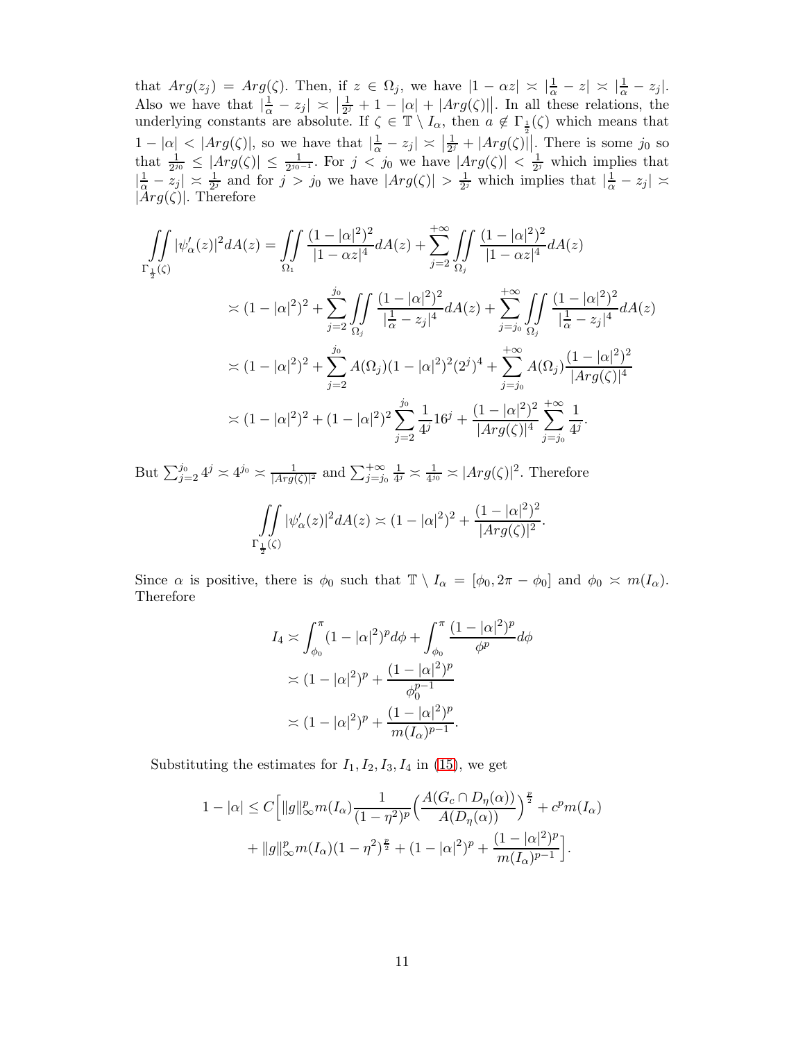that $Arg(z_j) = Arg(\zeta)$. Then, if $z \in \Omega_j$, we have $|1-\alpha z| \asymp |\frac{1}{\alpha} - z| \asymp |\frac{1}{\alpha} - z_j|$. Also we have that $|\frac{1}{\alpha} - z_j| \asymp \left|\frac{1}{2^j} + 1 - |\alpha| + |Arg(\zeta)|\right|$. In all these relations, the underlying constants are absolute. If $\zeta \in \mathbb{T} \setminus I_\alpha$, then $a \notin \Gamma_{\frac{1}{2}}(\zeta)$ which means that $1 - |\alpha| < |Arg(\zeta)|$, so we have that $|\frac{1}{\alpha} - z_j| \asymp \left|\frac{1}{2^j} + |Arg(\zeta)|\right|$. There is some $j_0$ so that $\frac{1}{2^{j_0}} \leq |Arg(\zeta)| \leq \frac{1}{2^{j_0-1}}$. For $j < j_0$ we have $|Arg(\zeta)| < \frac{1}{2^j}$ which implies that $|\frac{1}{\alpha} - z_j| \asymp \frac{1}{2^j}$ and for $j > j_0$ we have $|Arg(\zeta)| > \frac{1}{2^j}$ which implies that $|\frac{1}{\alpha} - z_j| \asymp |Arg(\zeta)|$. Therefore

$$
\begin{aligned}
\iint\limits_{\Gamma_{\frac{1}{2}}(\zeta)} |\psi_\alpha'(z)|^2 dA(z) &= \iint\limits_{\Omega_1} \frac{(1-|\alpha|^2)^2}{|1-\alpha z|^4} dA(z) + \sum_{j=2}^{+\infty} \iint\limits_{\Omega_j} \frac{(1-|\alpha|^2)^2}{|1-\alpha z|^4} dA(z) \\
&\asymp (1-|\alpha|^2)^2 + \sum_{j=2}^{j_0} \iint\limits_{\Omega_j} \frac{(1-|\alpha|^2)^2}{|\frac{1}{\alpha} - z_j|^4} dA(z) + \sum_{j=j_0}^{+\infty} \iint\limits_{\Omega_j} \frac{(1-|\alpha|^2)^2}{|\frac{1}{\alpha} - z_j|^4} dA(z) \\
&\asymp (1-|\alpha|^2)^2 + \sum_{j=2}^{j_0} A(\Omega_j)(1-|\alpha|^2)^2 (2^j)^4 + \sum_{j=j_0}^{+\infty} A(\Omega_j) \frac{(1-|\alpha|^2)^2}{|Arg(\zeta)|^4} \\
&\asymp (1-|\alpha|^2)^2 + (1-|\alpha|^2)^2 \sum_{j=2}^{j_0} \frac{1}{4^j} 16^j + \frac{(1-|\alpha|^2)^2}{|Arg(\zeta)|^4} \sum_{j=j_0}^{+\infty} \frac{1}{4^j}.
\end{aligned}
$$

But $\sum_{j=2}^{j_0} 4^j \asymp 4^{j_0} \asymp \frac{1}{|Arg(\zeta)|^2}$ and $\sum_{j=j_0}^{+\infty} \frac{1}{4^j} \asymp \frac{1}{4^{j_0}} \asymp |Arg(\zeta)|^2$. Therefore

$$
\iint\limits_{\Gamma_{\frac{1}{2}}(\zeta)} |\psi_\alpha'(z)|^2 dA(z) \asymp (1-|\alpha|^2)^2 + \frac{(1-|\alpha|^2)^2}{|Arg(\zeta)|^2}.
$$

Since $\alpha$ is positive, there is $\phi_0$ such that $\mathbb{T} \setminus I_\alpha = [\phi_0, 2\pi - \phi_0]$ and $\phi_0 \asymp m(I_\alpha)$. Therefore

$$
\begin{aligned}
I_4 &\asymp \int_{\phi_0}^{\pi} (1-|\alpha|^2)^p d\phi + \int_{\phi_0}^{\pi} \frac{(1-|\alpha|^2)^p}{\phi^p} d\phi \\
&\asymp (1-|\alpha|^2)^p + \frac{(1-|\alpha|^2)^p}{\phi_0^{p-1}} \\
&\asymp (1-|\alpha|^2)^p + \frac{(1-|\alpha|^2)^p}{m(I_\alpha)^{p-1}}.
\end{aligned}
$$

Substituting the estimates for $I_1, I_2, I_3, I_4$ in (15), we get

$$
\begin{aligned}
1 - |\alpha| \leq C\Big[ &\|g\|_\infty^p m(I_\alpha) \frac{1}{(1-\eta^2)^p} \Big( \frac{A(G_c \cap D_\eta(\alpha))}{A(D_\eta(\alpha))} \Big)^{\frac{p}{2}} + c^p m(I_\alpha) \\
&+ \|g\|_\infty^p m(I_\alpha)(1-\eta^2)^{\frac{p}{2}} + (1-|\alpha|^2)^p + \frac{(1-|\alpha|^2)^p}{m(I_\alpha)^{p-1}} \Big].
\end{aligned}
$$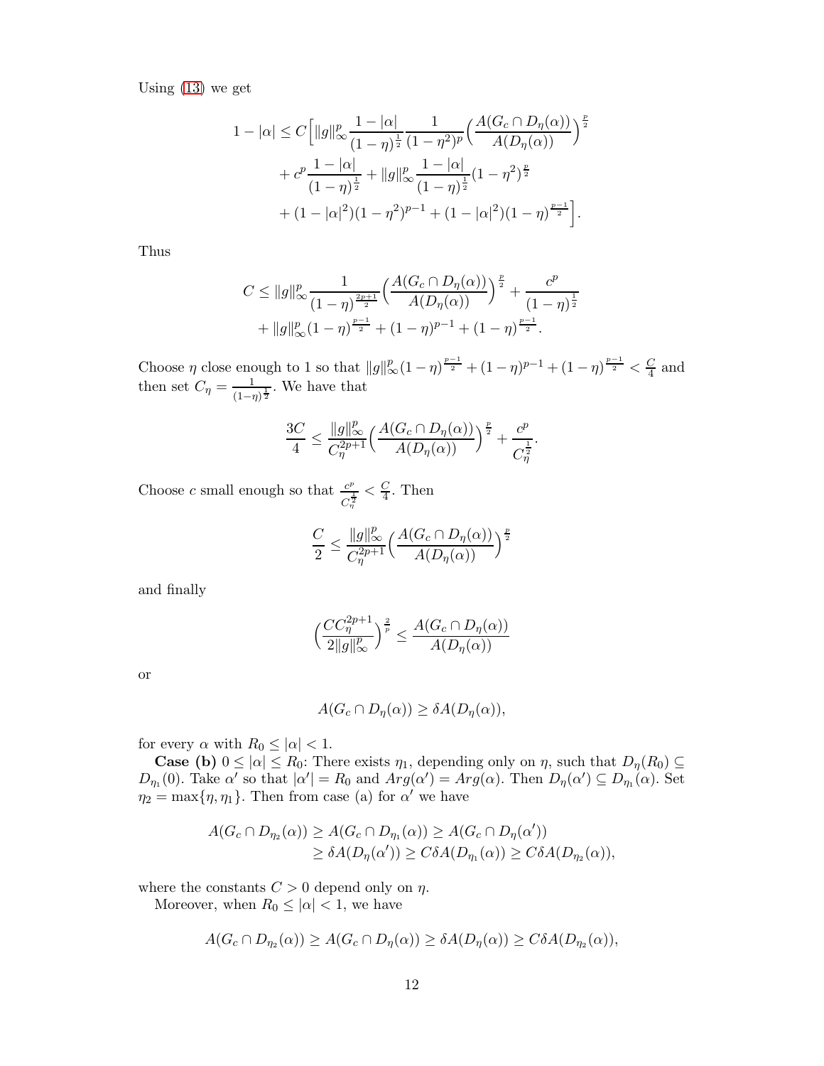Using (13) we get

$$
\begin{aligned}
1-|\alpha| \leq C\Big[&\|g\|_\infty^p \frac{1-|\alpha|}{(1-\eta)^{\frac{1}{2}}} \frac{1}{(1-\eta^2)^p}\Big(\frac{A(G_c\cap D_\eta(\alpha))}{A(D_\eta(\alpha))}\Big)^{\frac{p}{2}} \\
&+ c^p\frac{1-|\alpha|}{(1-\eta)^{\frac{1}{2}}} + \|g\|_\infty^p \frac{1-|\alpha|}{(1-\eta)^{\frac{1}{2}}}(1-\eta^2)^{\frac{p}{2}} \\
&+(1-|\alpha|^2)(1-\eta^2)^{p-1} + (1-|\alpha|^2)(1-\eta)^{\frac{p-1}{2}}\Big].
\end{aligned}
$$

Thus

$$
\begin{aligned}
C \leq\ &\|g\|_\infty^p \frac{1}{(1-\eta)^{\frac{2p+1}{2}}}\Big(\frac{A(G_c\cap D_\eta(\alpha))}{A(D_\eta(\alpha))}\Big)^{\frac{p}{2}} + \frac{c^p}{(1-\eta)^{\frac{1}{2}}} \\
&+\|g\|_\infty^p(1-\eta)^{\frac{p-1}{2}} + (1-\eta)^{p-1} + (1-\eta)^{\frac{p-1}{2}}.
\end{aligned}
$$

Choose $\eta$ close enough to 1 so that $\|g\|_\infty^p(1-\eta)^{\frac{p-1}{2}} + (1-\eta)^{p-1} + (1-\eta)^{\frac{p-1}{2}} < \frac{C}{4}$ and then set $C_\eta = \frac{1}{(1-\eta)^{\frac{1}{2}}}$. We have that

$$
\frac{3C}{4} \leq \frac{\|g\|_\infty^p}{C_\eta^{2p+1}}\Big(\frac{A(G_c\cap D_\eta(\alpha))}{A(D_\eta(\alpha))}\Big)^{\frac{p}{2}} + \frac{c^p}{C_\eta^{\frac{1}{2}}}.
$$

Choose $c$ small enough so that $\frac{c^p}{C_\eta^{\frac{1}{2}}} < \frac{C}{4}$. Then

$$
\frac{C}{2} \leq \frac{\|g\|_\infty^p}{C_\eta^{2p+1}}\Big(\frac{A(G_c\cap D_\eta(\alpha))}{A(D_\eta(\alpha))}\Big)^{\frac{p}{2}}
$$

and finally

$$
\Big(\frac{CC_\eta^{2p+1}}{2\|g\|_\infty^p}\Big)^{\frac{2}{p}} \leq \frac{A(G_c\cap D_\eta(\alpha))}{A(D_\eta(\alpha))}
$$

or

$$
A(G_c\cap D_\eta(\alpha)) \geq \delta A(D_\eta(\alpha)),
$$

for every $\alpha$ with $R_0 \leq |\alpha| < 1$.

**Case (b)** $0 \leq |\alpha| \leq R_0$: There exists $\eta_1$, depending only on $\eta$, such that $D_\eta(R_0) \subseteq D_{\eta_1}(0)$. Take $\alpha'$ so that $|\alpha'| = R_0$ and $Arg(\alpha') = Arg(\alpha)$. Then $D_\eta(\alpha') \subseteq D_{\eta_1}(\alpha)$. Set $\eta_2 = \max\{\eta, \eta_1\}$. Then from case (a) for $\alpha'$ we have

$$
\begin{aligned}
A(G_c\cap D_{\eta_2}(\alpha)) &\geq A(G_c\cap D_{\eta_1}(\alpha)) \geq A(G_c\cap D_\eta(\alpha')) \\
&\geq \delta A(D_\eta(\alpha')) \geq C\delta A(D_{\eta_1}(\alpha)) \geq C\delta A(D_{\eta_2}(\alpha)),
\end{aligned}
$$

where the constants $C>0$ depend only on $\eta$.

Moreover, when $R_0 \leq |\alpha| < 1$, we have

$$
A(G_c\cap D_{\eta_2}(\alpha)) \geq A(G_c\cap D_\eta(\alpha)) \geq \delta A(D_\eta(\alpha)) \geq C\delta A(D_{\eta_2}(\alpha)),
$$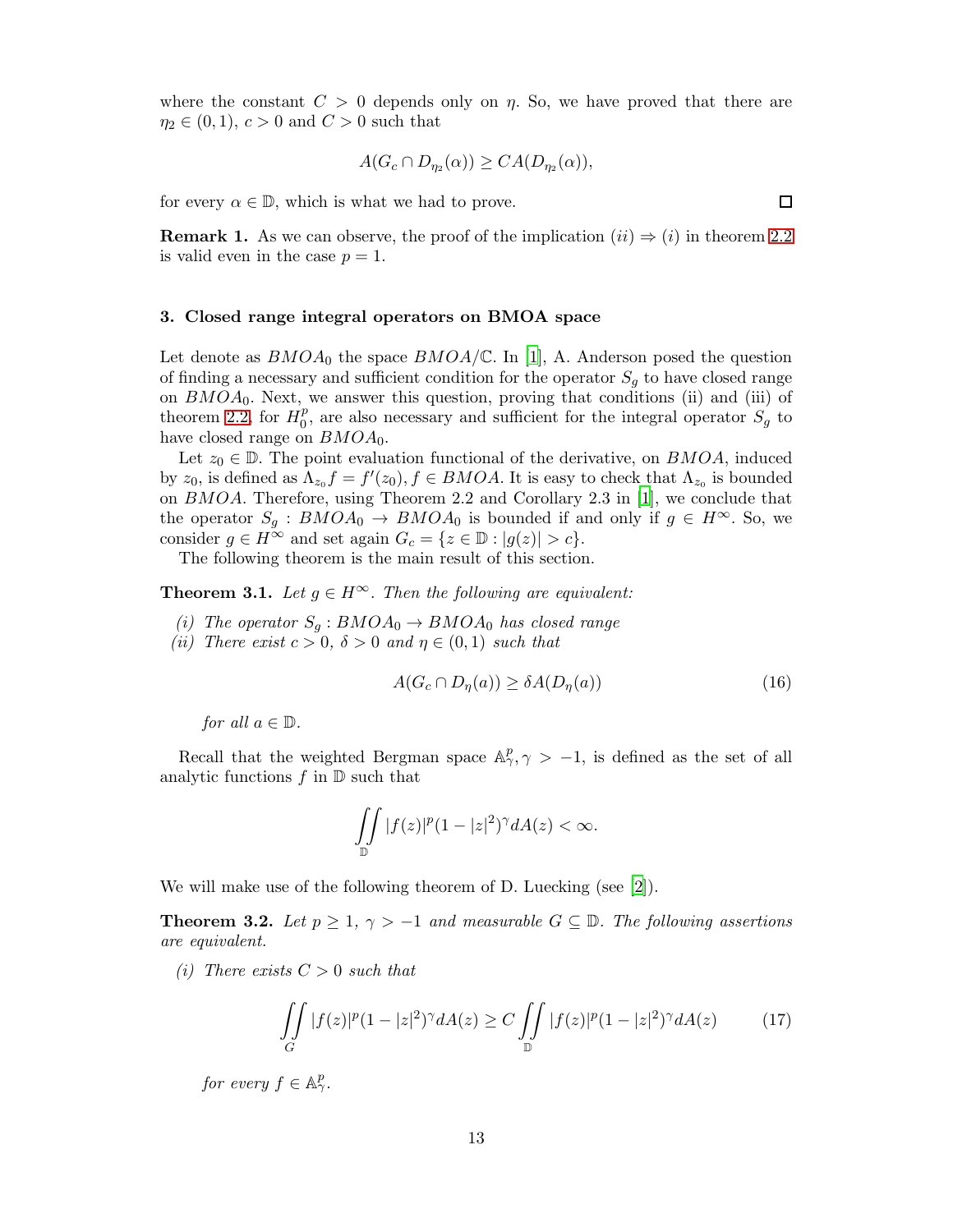where the constant $C > 0$ depends only on $\eta$. So, we have proved that there are $\eta_2 \in (0,1)$, $c > 0$ and $C > 0$ such that

$$A(G_c \cap D_{\eta_2}(\alpha)) \geq CA(D_{\eta_2}(\alpha)),$$

for every $\alpha \in \mathbb{D}$, which is what we had to prove. $\square$

**Remark 1.** As we can observe, the proof of the implication $(ii) \Rightarrow (i)$ in theorem 2.2 is valid even in the case $p = 1$.

## 3. Closed range integral operators on BMOA space

Let denote as $BMOA_0$ the space $BMOA/\mathbb{C}$. In [1], A. Anderson posed the question of finding a necessary and sufficient condition for the operator $S_g$ to have closed range on $BMOA_0$. Next, we answer this question, proving that conditions (ii) and (iii) of theorem 2.2, for $H_0^p$, are also necessary and sufficient for the integral operator $S_g$ to have closed range on $BMOA_0$.

Let $z_0 \in \mathbb{D}$. The point evaluation functional of the derivative, on $BMOA$, induced by $z_0$, is defined as $\Lambda_{z_0} f = f'(z_0), f \in BMOA$. It is easy to check that $\Lambda_{z_0}$ is bounded on $BMOA$. Therefore, using Theorem 2.2 and Corollary 2.3 in [1], we conclude that the operator $S_g : BMOA_0 \to BMOA_0$ is bounded if and only if $g \in H^\infty$. So, we consider $g \in H^\infty$ and set again $G_c = \{z \in \mathbb{D} : |g(z)| > c\}$.

The following theorem is the main result of this section.

**Theorem 3.1.** *Let $g \in H^\infty$. Then the following are equivalent:*

*(i) The operator $S_g : BMOA_0 \to BMOA_0$ has closed range*

*(ii) There exist $c > 0$, $\delta > 0$ and $\eta \in (0,1)$ such that*

$$A(G_c \cap D_\eta(a)) \geq \delta A(D_\eta(a)) \tag{16}$$

*for all $a \in \mathbb{D}$.*

Recall that the weighted Bergman space $\mathbb{A}^p_\gamma, \gamma > -1$, is defined as the set of all analytic functions $f$ in $\mathbb{D}$ such that

$$\iint_{\mathbb{D}} |f(z)|^p (1 - |z|^2)^\gamma dA(z) < \infty.$$

We will make use of the following theorem of D. Luecking (see [2]).

**Theorem 3.2.** *Let $p \geq 1$, $\gamma > -1$ and measurable $G \subseteq \mathbb{D}$. The following assertions are equivalent.*

*(i) There exists $C > 0$ such that*

$$\iint_{G} |f(z)|^p (1 - |z|^2)^\gamma dA(z) \geq C \iint_{\mathbb{D}} |f(z)|^p (1 - |z|^2)^\gamma dA(z) \tag{17}$$

*for every $f \in \mathbb{A}^p_\gamma$.*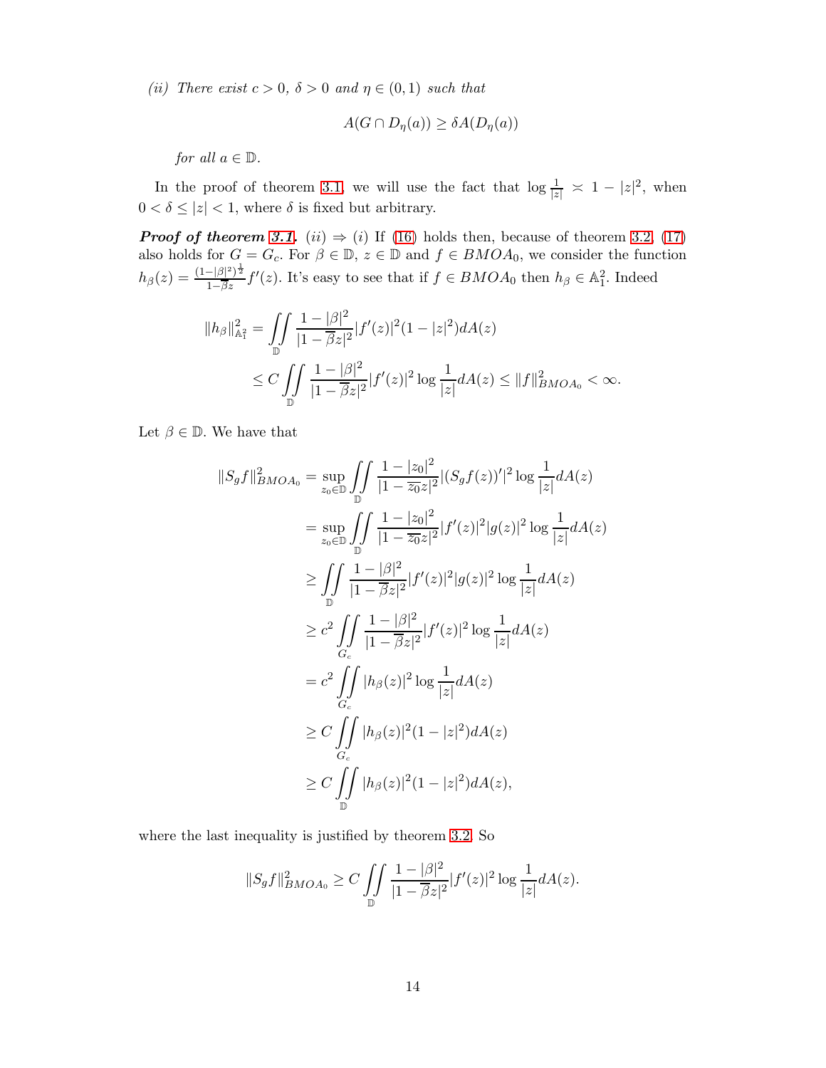*(ii) There exist $c > 0$, $\delta > 0$ and $\eta \in (0,1)$ such that*

$$A(G \cap D_\eta(a)) \geq \delta A(D_\eta(a))$$

*for all $a \in \mathbb{D}$.*

In the proof of theorem 3.1, we will use the fact that $\log \frac{1}{|z|} \asymp 1 - |z|^2$, when $0 < \delta \leq |z| < 1$, where $\delta$ is fixed but arbitrary.

***Proof of theorem 3.1.*** $(ii) \Rightarrow (i)$ If (16) holds then, because of theorem 3.2, (17) also holds for $G = G_c$. For $\beta \in \mathbb{D}$, $z \in \mathbb{D}$ and $f \in BMOA_0$, we consider the function $h_\beta(z) = \frac{(1-|\beta|^2)^{\frac{1}{2}}}{1-\overline{\beta}z} f'(z)$. It's easy to see that if $f \in BMOA_0$ then $h_\beta \in \mathbb{A}_1^2$. Indeed

$$\begin{aligned}
\|h_\beta\|^2_{\mathbb{A}_1^2} &= \iint\limits_{\mathbb{D}} \frac{1-|\beta|^2}{|1-\overline{\beta}z|^2} |f'(z)|^2 (1-|z|^2) dA(z) \\
&\leq C \iint\limits_{\mathbb{D}} \frac{1-|\beta|^2}{|1-\overline{\beta}z|^2} |f'(z)|^2 \log \frac{1}{|z|} dA(z) \leq \|f\|^2_{BMOA_0} < \infty.
\end{aligned}$$

Let $\beta \in \mathbb{D}$. We have that

$$\begin{aligned}
\|S_g f\|^2_{BMOA_0} &= \sup_{z_0 \in \mathbb{D}} \iint\limits_{\mathbb{D}} \frac{1-|z_0|^2}{|1-\overline{z_0}z|^2} |(S_g f(z))'|^2 \log \frac{1}{|z|} dA(z) \\
&= \sup_{z_0 \in \mathbb{D}} \iint\limits_{\mathbb{D}} \frac{1-|z_0|^2}{|1-\overline{z_0}z|^2} |f'(z)|^2 |g(z)|^2 \log \frac{1}{|z|} dA(z) \\
&\geq \iint\limits_{\mathbb{D}} \frac{1-|\beta|^2}{|1-\overline{\beta}z|^2} |f'(z)|^2 |g(z)|^2 \log \frac{1}{|z|} dA(z) \\
&\geq c^2 \iint\limits_{G_c} \frac{1-|\beta|^2}{|1-\overline{\beta}z|^2} |f'(z)|^2 \log \frac{1}{|z|} dA(z) \\
&= c^2 \iint\limits_{G_c} |h_\beta(z)|^2 \log \frac{1}{|z|} dA(z) \\
&\geq C \iint\limits_{G_c} |h_\beta(z)|^2 (1-|z|^2) dA(z) \\
&\geq C \iint\limits_{\mathbb{D}} |h_\beta(z)|^2 (1-|z|^2) dA(z),
\end{aligned}$$

where the last inequality is justified by theorem 3.2. So

$$\|S_g f\|^2_{BMOA_0} \geq C \iint\limits_{\mathbb{D}} \frac{1-|\beta|^2}{|1-\overline{\beta}z|^2} |f'(z)|^2 \log \frac{1}{|z|} dA(z).$$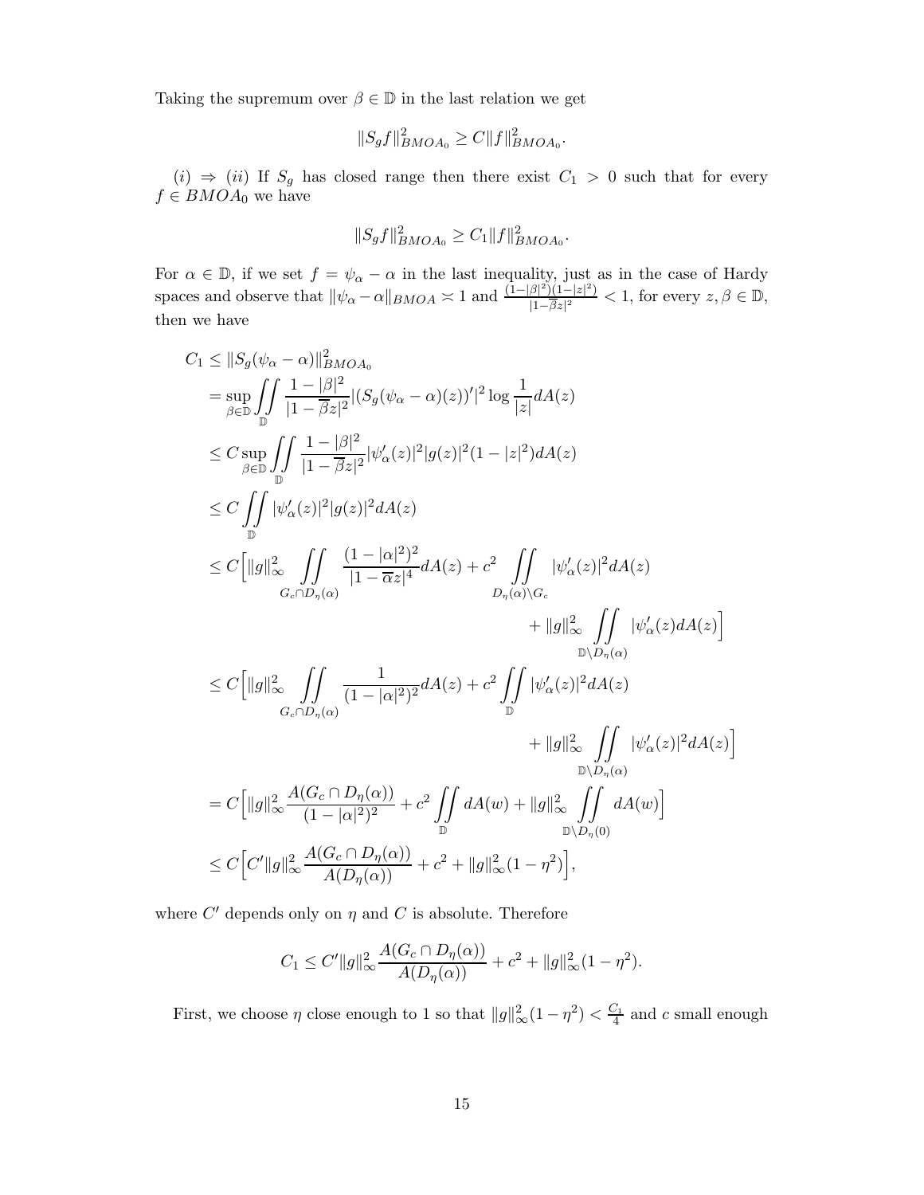Taking the supremum over $\beta \in \mathbb{D}$ in the last relation we get

$$\|S_g f\|_{BMOA_0}^2 \geq C\|f\|_{BMOA_0}^2.$$

$(i) \Rightarrow (ii)$ If $S_g$ has closed range then there exist $C_1 > 0$ such that for every $f \in BMOA_0$ we have

$$\|S_g f\|_{BMOA_0}^2 \geq C_1\|f\|_{BMOA_0}^2.$$

For $\alpha \in \mathbb{D}$, if we set $f = \psi_\alpha - \alpha$ in the last inequality, just as in the case of Hardy spaces and observe that $\|\psi_\alpha - \alpha\|_{BMOA} \asymp 1$ and $\frac{(1-|\beta|^2)(1-|z|^2)}{|1-\overline{\beta}z|^2} < 1$, for every $z, \beta \in \mathbb{D}$, then we have

$$\begin{aligned}
C_1 &\leq \|S_g(\psi_\alpha - \alpha)\|_{BMOA_0}^2 \\
&= \sup_{\beta\in\mathbb{D}} \iint\limits_{\mathbb{D}} \frac{1-|\beta|^2}{|1-\overline{\beta}z|^2} |(S_g(\psi_\alpha - \alpha)(z))'|^2 \log\frac{1}{|z|} dA(z) \\
&\leq C \sup_{\beta\in\mathbb{D}} \iint\limits_{\mathbb{D}} \frac{1-|\beta|^2}{|1-\overline{\beta}z|^2} |\psi_\alpha'(z)|^2 |g(z)|^2 (1-|z|^2) dA(z) \\
&\leq C \iint\limits_{\mathbb{D}} |\psi_\alpha'(z)|^2 |g(z)|^2 dA(z) \\
&\leq C\Big[\|g\|_\infty^2 \iint\limits_{G_c \cap D_\eta(\alpha)} \frac{(1-|\alpha|^2)^2}{|1-\overline{\alpha}z|^4} dA(z) + c^2 \iint\limits_{D_\eta(\alpha)\setminus G_c} |\psi_\alpha'(z)|^2 dA(z) \\
&\qquad + \|g\|_\infty^2 \iint\limits_{\mathbb{D}\setminus D_\eta(\alpha)} |\psi_\alpha'(z) dA(z)\Big] \\
&\leq C\Big[\|g\|_\infty^2 \iint\limits_{G_c \cap D_\eta(\alpha)} \frac{1}{(1-|\alpha|^2)^2} dA(z) + c^2 \iint\limits_{\mathbb{D}} |\psi_\alpha'(z)|^2 dA(z) \\
&\qquad + \|g\|_\infty^2 \iint\limits_{\mathbb{D}\setminus D_\eta(\alpha)} |\psi_\alpha'(z)|^2 dA(z)\Big] \\
&= C\Big[\|g\|_\infty^2 \frac{A(G_c \cap D_\eta(\alpha))}{(1-|\alpha|^2)^2} + c^2 \iint\limits_{\mathbb{D}} dA(w) + \|g\|_\infty^2 \iint\limits_{\mathbb{D}\setminus D_\eta(0)} dA(w)\Big] \\
&\leq C\Big[C'\|g\|_\infty^2 \frac{A(G_c \cap D_\eta(\alpha))}{A(D_\eta(\alpha))} + c^2 + \|g\|_\infty^2(1-\eta^2)\Big],
\end{aligned}$$

where $C'$ depends only on $\eta$ and $C$ is absolute. Therefore

$$C_1 \leq C'\|g\|_\infty^2 \frac{A(G_c \cap D_\eta(\alpha))}{A(D_\eta(\alpha))} + c^2 + \|g\|_\infty^2(1-\eta^2).$$

First, we choose $\eta$ close enough to 1 so that $\|g\|_\infty^2(1-\eta^2) < \frac{C_1}{4}$ and $c$ small enough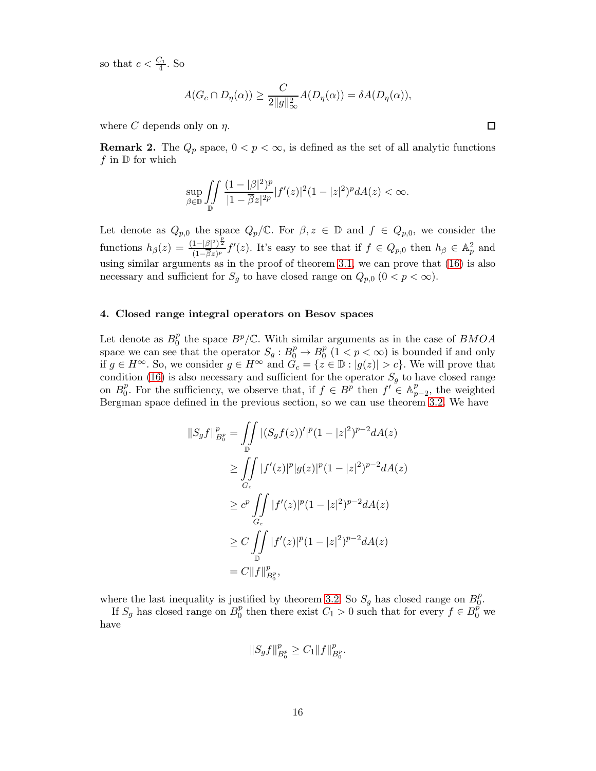so that $c < \frac{C_1}{4}$. So

$$A(G_c \cap D_\eta(\alpha)) \geq \frac{C}{2\|g\|_\infty^2} A(D_\eta(\alpha)) = \delta A(D_\eta(\alpha)),$$

where $C$ depends only on $\eta$. ∎

**Remark 2.** The $Q_p$ space, $0 < p < \infty$, is defined as the set of all analytic functions $f$ in $\mathbb{D}$ for which

$$\sup_{\beta \in \mathbb{D}} \iint\limits_{\mathbb{D}} \frac{(1-|\beta|^2)^p}{|1-\overline{\beta}z|^{2p}} |f'(z)|^2 (1-|z|^2)^p dA(z) < \infty.$$

Let denote as $Q_{p,0}$ the space $Q_p/\mathbb{C}$. For $\beta, z \in \mathbb{D}$ and $f \in Q_{p,0}$, we consider the functions $h_\beta(z) = \frac{(1-|\beta|^2)^{\frac{p}{2}}}{(1-\overline{\beta}z)^p} f'(z)$. It's easy to see that if $f \in Q_{p,0}$ then $h_\beta \in \mathbb{A}_p^2$ and using similar arguments as in the proof of theorem 3.1, we can prove that (16) is also necessary and sufficient for $S_g$ to have closed range on $Q_{p,0}$ $(0 < p < \infty)$.

## 4. Closed range integral operators on Besov spaces

Let denote as $B_0^p$ the space $B^p/\mathbb{C}$. With similar arguments as in the case of $BMOA$ space we can see that the operator $S_g : B_0^p \to B_0^p$ $(1 < p < \infty)$ is bounded if and only if $g \in H^\infty$. So, we consider $g \in H^\infty$ and $G_c = \{z \in \mathbb{D} : |g(z)| > c\}$. We will prove that condition (16) is also necessary and sufficient for the operator $S_g$ to have closed range on $B_0^p$. For the sufficiency, we observe that, if $f \in B^p$ then $f' \in \mathbb{A}_{p-2}^p$, the weighted Bergman space defined in the previous section, so we can use theorem 3.2. We have

$$\begin{aligned}
\|S_g f\|_{B_0^p}^p &= \iint\limits_{\mathbb{D}} |(S_g f(z))'|^p (1-|z|^2)^{p-2} dA(z) \\
&\geq \iint\limits_{G_c} |f'(z)|^p |g(z)|^p (1-|z|^2)^{p-2} dA(z) \\
&\geq c^p \iint\limits_{G_c} |f'(z)|^p (1-|z|^2)^{p-2} dA(z) \\
&\geq C \iint\limits_{\mathbb{D}} |f'(z)|^p (1-|z|^2)^{p-2} dA(z) \\
&= C \|f\|_{B_0^p}^p,
\end{aligned}$$

where the last inequality is justified by theorem 3.2. So $S_g$ has closed range on $B_0^p$.

If $S_g$ has closed range on $B_0^p$ then there exist $C_1 > 0$ such that for every $f \in B_0^p$ we have

$$\|S_g f\|_{B_0^p}^p \geq C_1 \|f\|_{B_0^p}^p.$$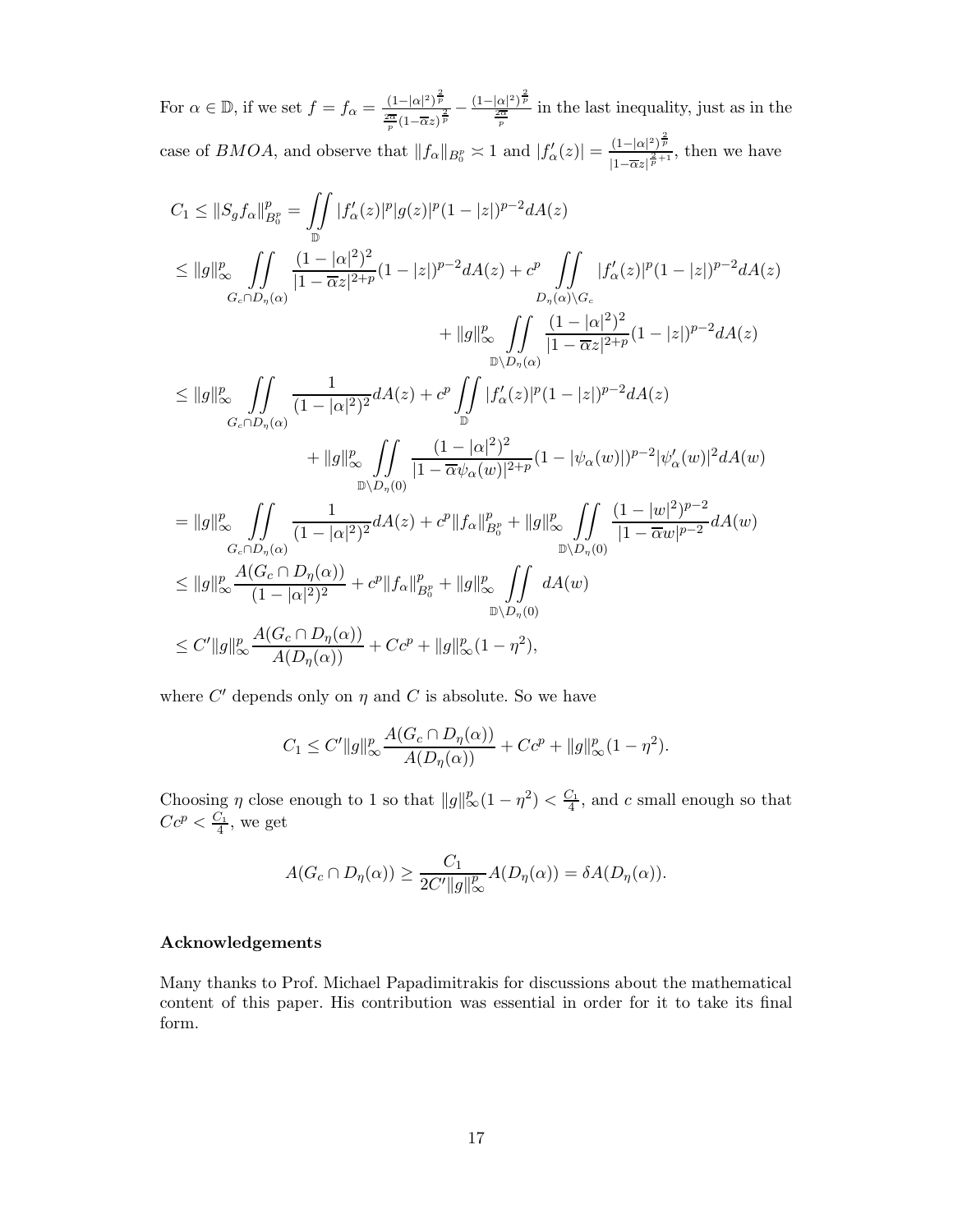For $\alpha \in \mathbb{D}$, if we set $f = f_\alpha = \frac{(1-|\alpha|^2)^{\frac{2}{p}}}{\frac{2\overline{\alpha}}{p}(1-\overline{\alpha}z)^{\frac{2}{p}}} - \frac{(1-|\alpha|^2)^{\frac{2}{p}}}{\frac{2\overline{\alpha}}{p}}$ in the last inequality, just as in the case of $BMOA$, and observe that $\|f_\alpha\|_{B_0^p} \asymp 1$ and $|f'_\alpha(z)| = \frac{(1-|\alpha|^2)^{\frac{2}{p}}}{|1-\overline{\alpha}z|^{\frac{2}{p}+1}}$, then we have

$$
\begin{aligned}
C_1 &\leq \|S_g f_\alpha\|_{B_0^p}^p = \iint\limits_{\mathbb{D}} |f'_\alpha(z)|^p |g(z)|^p (1-|z|)^{p-2} dA(z) \\
&\leq \|g\|_\infty^p \iint\limits_{G_c \cap D_\eta(\alpha)} \frac{(1-|\alpha|^2)^2}{|1-\overline{\alpha}z|^{2+p}} (1-|z|)^{p-2} dA(z) + c^p \iint\limits_{D_\eta(\alpha)\setminus G_c} |f'_\alpha(z)|^p (1-|z|)^{p-2} dA(z) \\
&\qquad + \|g\|_\infty^p \iint\limits_{\mathbb{D}\setminus D_\eta(\alpha)} \frac{(1-|\alpha|^2)^2}{|1-\overline{\alpha}z|^{2+p}} (1-|z|)^{p-2} dA(z) \\
&\leq \|g\|_\infty^p \iint\limits_{G_c \cap D_\eta(\alpha)} \frac{1}{(1-|\alpha|^2)^2} dA(z) + c^p \iint\limits_{\mathbb{D}} |f'_\alpha(z)|^p (1-|z|)^{p-2} dA(z) \\
&\qquad + \|g\|_\infty^p \iint\limits_{\mathbb{D}\setminus D_\eta(0)} \frac{(1-|\alpha|^2)^2}{|1-\overline{\alpha}\psi_\alpha(w)|^{2+p}} (1-|\psi_\alpha(w)|)^{p-2} |\psi'_\alpha(w)|^2 dA(w) \\
&= \|g\|_\infty^p \iint\limits_{G_c \cap D_\eta(\alpha)} \frac{1}{(1-|\alpha|^2)^2} dA(z) + c^p \|f_\alpha\|_{B_0^p}^p + \|g\|_\infty^p \iint\limits_{\mathbb{D}\setminus D_\eta(0)} \frac{(1-|w|^2)^{p-2}}{|1-\overline{\alpha}w|^{p-2}} dA(w) \\
&\leq \|g\|_\infty^p \frac{A(G_c \cap D_\eta(\alpha))}{(1-|\alpha|^2)^2} + c^p \|f_\alpha\|_{B_0^p}^p + \|g\|_\infty^p \iint\limits_{\mathbb{D}\setminus D_\eta(0)} dA(w) \\
&\leq C' \|g\|_\infty^p \frac{A(G_c \cap D_\eta(\alpha))}{A(D_\eta(\alpha))} + Cc^p + \|g\|_\infty^p (1-\eta^2),
\end{aligned}
$$

where $C'$ depends only on $\eta$ and $C$ is absolute. So we have

$$
C_1 \leq C' \|g\|_\infty^p \frac{A(G_c \cap D_\eta(\alpha))}{A(D_\eta(\alpha))} + Cc^p + \|g\|_\infty^p (1-\eta^2).
$$

Choosing $\eta$ close enough to 1 so that $\|g\|_\infty^p (1-\eta^2) < \frac{C_1}{4}$, and $c$ small enough so that $Cc^p < \frac{C_1}{4}$, we get

$$
A(G_c \cap D_\eta(\alpha)) \geq \frac{C_1}{2C' \|g\|_\infty^p} A(D_\eta(\alpha)) = \delta A(D_\eta(\alpha)).
$$

## Acknowledgements

Many thanks to Prof. Michael Papadimitrakis for discussions about the mathematical content of this paper. His contribution was essential in order for it to take its final form.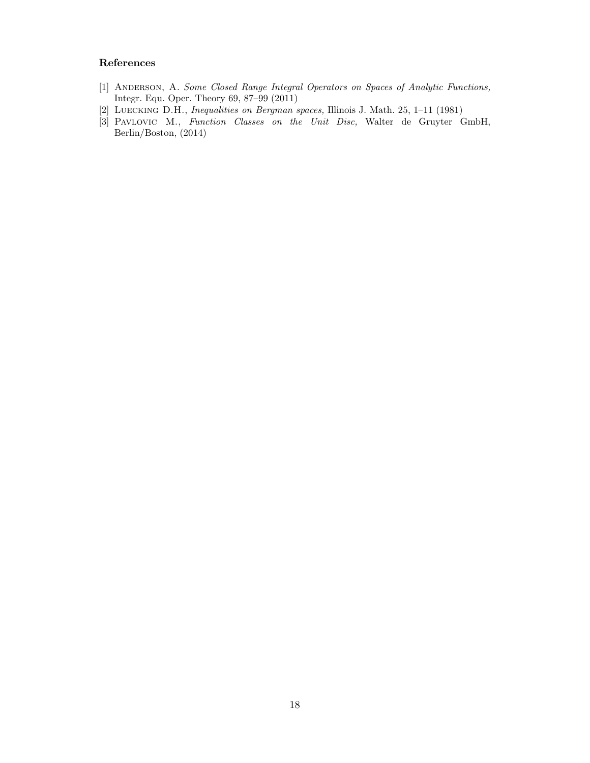## References

[1] Anderson, A. *Some Closed Range Integral Operators on Spaces of Analytic Functions,* Integr. Equ. Oper. Theory 69, 87–99 (2011)

[2] Luecking D.H., *Inequalities on Bergman spaces,* Illinois J. Math. 25, 1–11 (1981)

[3] Pavlovic M., *Function Classes on the Unit Disc,* Walter de Gruyter GmbH, Berlin/Boston, (2014)